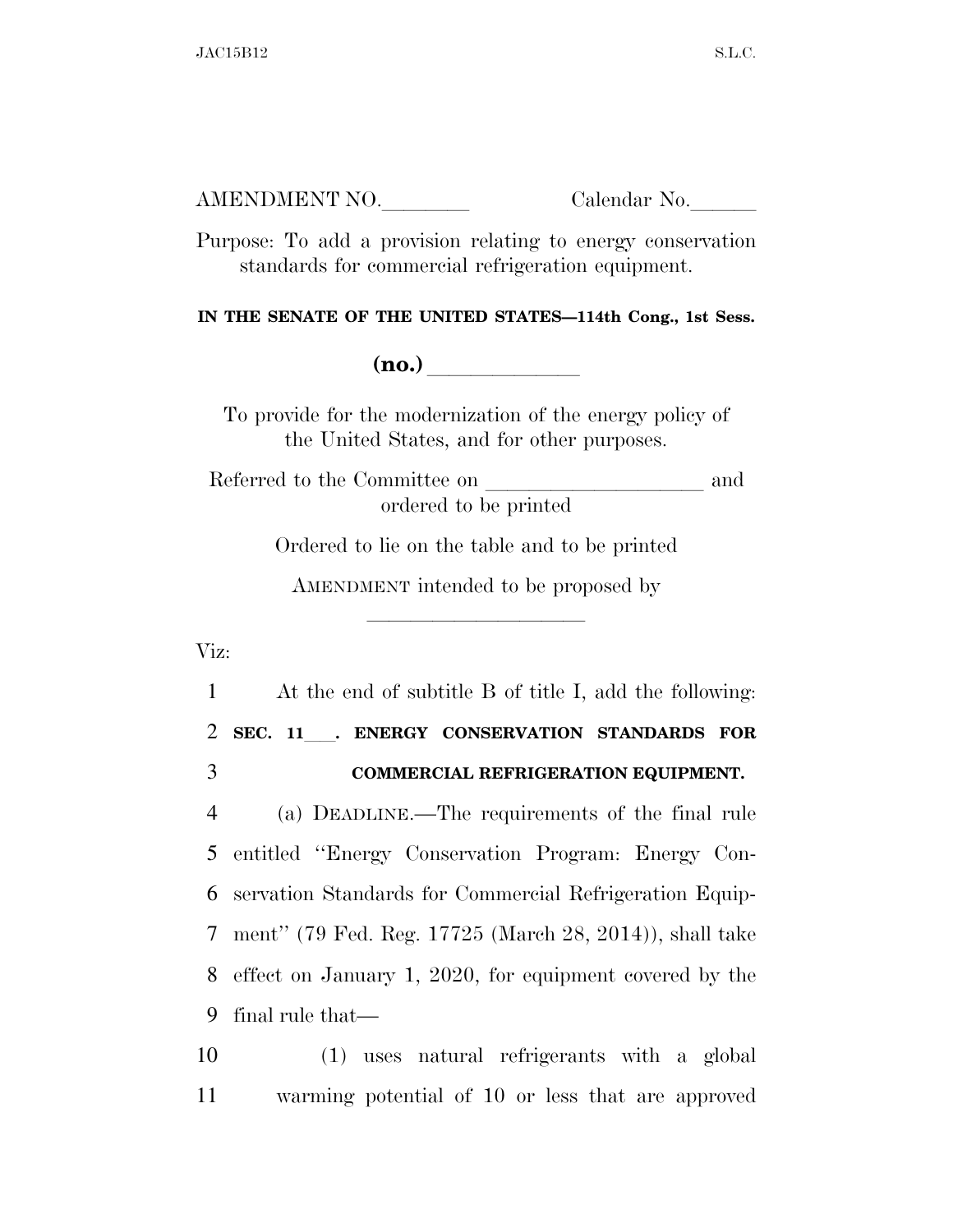AMENDMENT NO.________ Calendar No.______

Purpose: To add a provision relating to energy conservation standards for commercial refrigeration equipment.

**IN THE SENATE OF THE UNITED STATES—114th Cong., 1st Sess.**

**(no.)** ____________

To provide for the modernization of the energy policy of the United States, and for other purposes.

Referred to the Committee on ____________________ and ordered to be printed

Ordered to lie on the table and to be printed

AMENDMENT intended to be proposed by ____________________

Viz:

1 At the end of subtitle B of title I, add the following:

2 **SEC. 11___. ENERGY CONSERVATION STANDARDS FOR**
3 **COMMERCIAL REFRIGERATION EQUIPMENT.**

4 (a) DEADLINE.—The requirements of the final rule
5 entitled "Energy Conservation Program: Energy Con-
6 servation Standards for Commercial Refrigeration Equip-
7 ment" (79 Fed. Reg. 17725 (March 28, 2014)), shall take
8 effect on January 1, 2020, for equipment covered by the
9 final rule that—

10 (1) uses natural refrigerants with a global
11 warming potential of 10 or less that are approved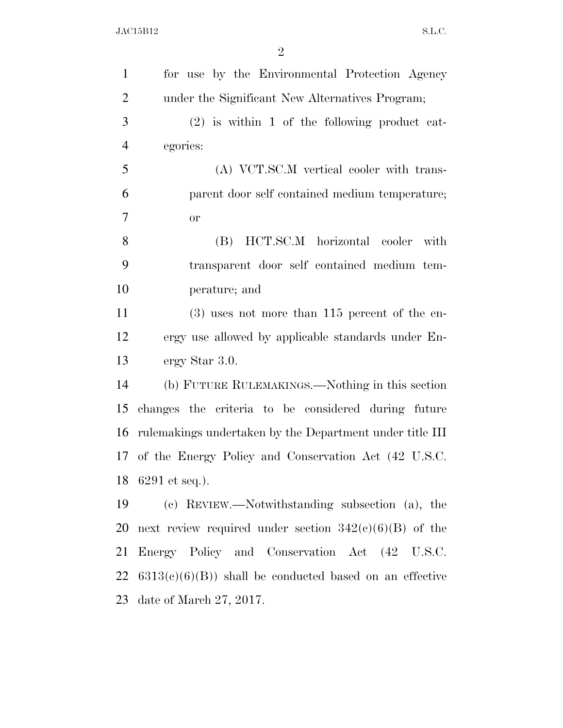for use by the Environmental Protection Agency under the Significant New Alternatives Program;

(2) is within 1 of the following product categories:

(A) VCT.SC.M vertical cooler with transparent door self contained medium temperature; or

(B) HCT.SC.M horizontal cooler with transparent door self contained medium temperature; and

(3) uses not more than 115 percent of the energy use allowed by applicable standards under Energy Star 3.0.

(b) FUTURE RULEMAKINGS.—Nothing in this section changes the criteria to be considered during future rulemakings undertaken by the Department under title III of the Energy Policy and Conservation Act (42 U.S.C. 6291 et seq.).

(c) REVIEW.—Notwithstanding subsection (a), the next review required under section 342(c)(6)(B) of the Energy Policy and Conservation Act (42 U.S.C. 6313(c)(6)(B)) shall be conducted based on an effective date of March 27, 2017.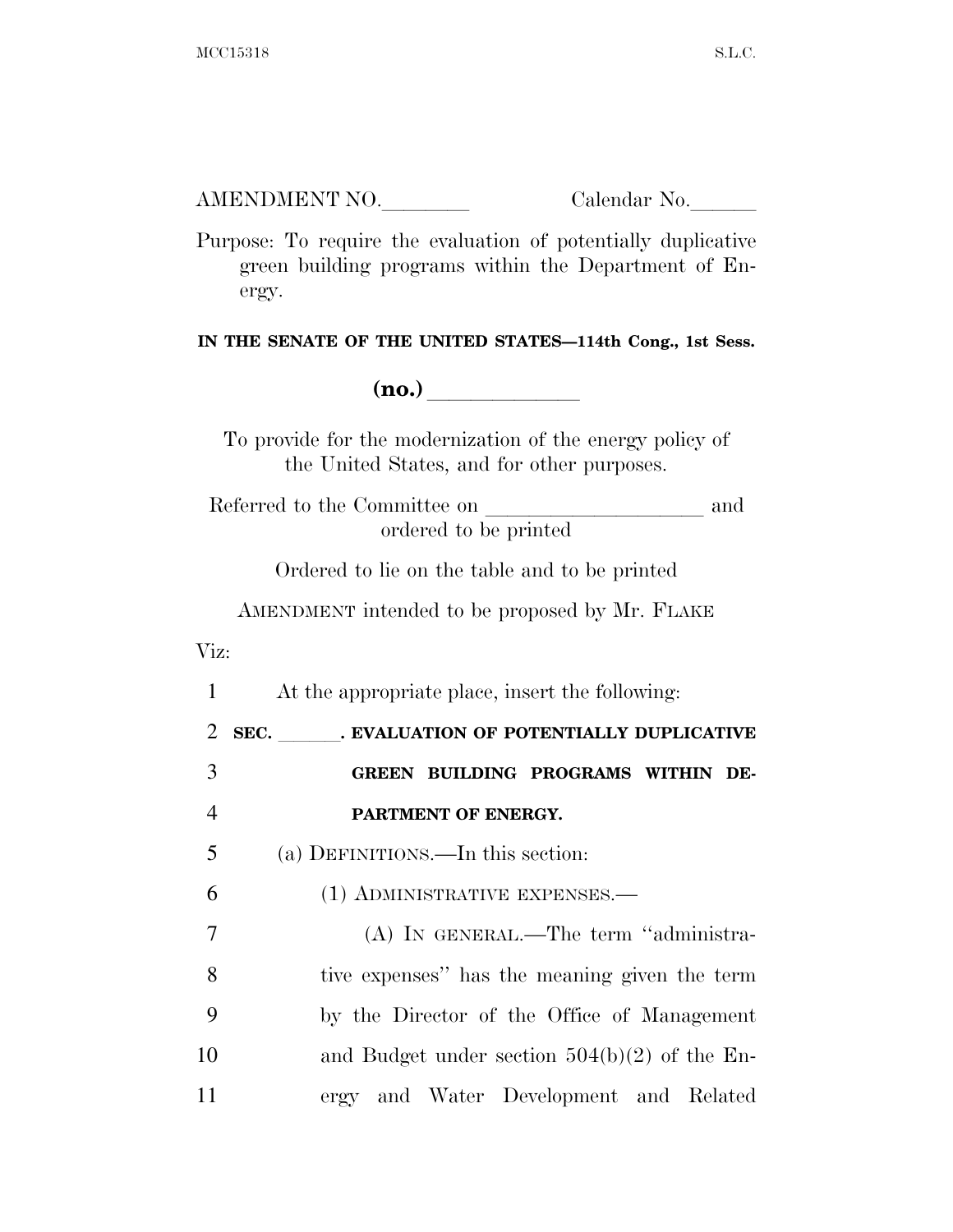AMENDMENT NO.________ Calendar No.______

Purpose: To require the evaluation of potentially duplicative green building programs within the Department of Energy.

**IN THE SENATE OF THE UNITED STATES—114th Cong., 1st Sess.**

**(no.)** ____________

To provide for the modernization of the energy policy of the United States, and for other purposes.

Referred to the Committee on ____________________ and ordered to be printed

Ordered to lie on the table and to be printed

AMENDMENT intended to be proposed by Mr. FLAKE

Viz:

1 At the appropriate place, insert the following:

2 **SEC. \_\_\_\_\_\_. EVALUATION OF POTENTIALLY DUPLICATIVE**
3 **GREEN BUILDING PROGRAMS WITHIN DE-**
4 **PARTMENT OF ENERGY.**

5 (a) DEFINITIONS.—In this section:

6 (1) ADMINISTRATIVE EXPENSES.—

7 (A) IN GENERAL.—The term "administra-
8 tive expenses" has the meaning given the term
9 by the Director of the Office of Management
10 and Budget under section 504(b)(2) of the En-
11 ergy and Water Development and Related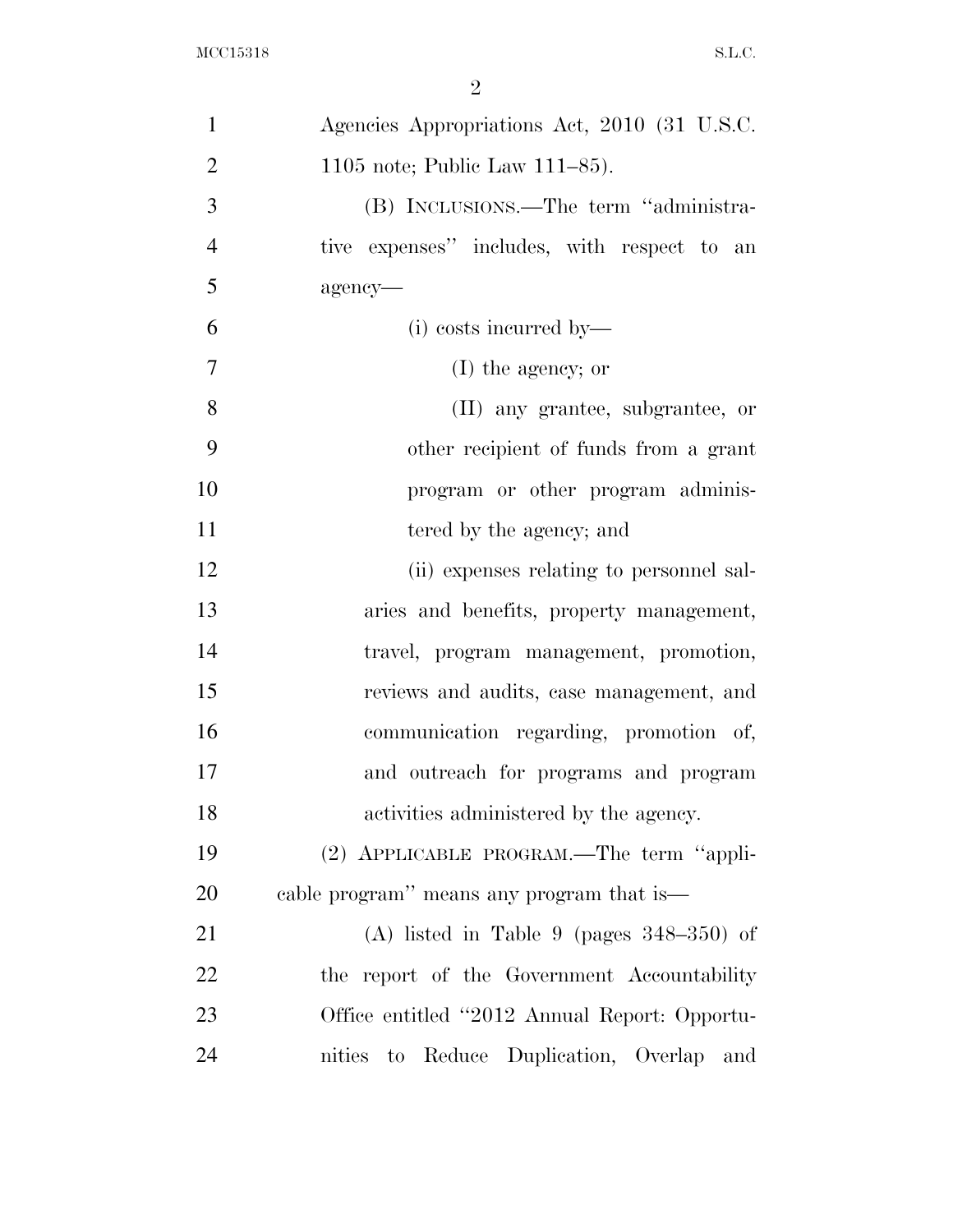Agencies Appropriations Act, 2010 (31 U.S.C. 1105 note; Public Law 111–85).

(B) INCLUSIONS.—The term "administrative expenses" includes, with respect to an agency—

(i) costs incurred by—

(I) the agency; or

(II) any grantee, subgrantee, or other recipient of funds from a grant program or other program administered by the agency; and

(ii) expenses relating to personnel salaries and benefits, property management, travel, program management, promotion, reviews and audits, case management, and communication regarding, promotion of, and outreach for programs and program activities administered by the agency.

(2) APPLICABLE PROGRAM.—The term "applicable program" means any program that is—

(A) listed in Table 9 (pages 348–350) of the report of the Government Accountability Office entitled "2012 Annual Report: Opportunities to Reduce Duplication, Overlap and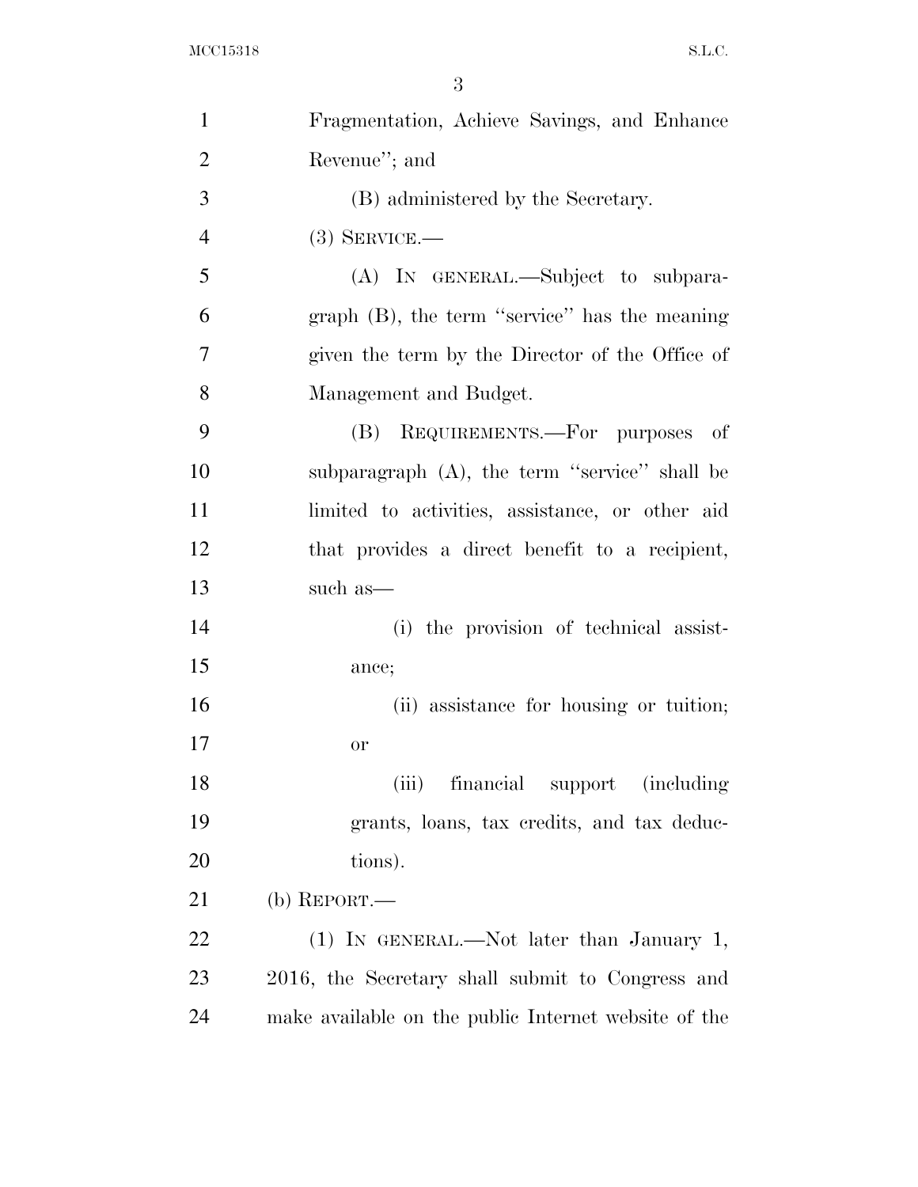Fragmentation, Achieve Savings, and Enhance Revenue''; and

(B) administered by the Secretary.

(3) SERVICE.—

(A) IN GENERAL.—Subject to subparagraph (B), the term ''service'' has the meaning given the term by the Director of the Office of Management and Budget.

(B) REQUIREMENTS.—For purposes of subparagraph (A), the term ''service'' shall be limited to activities, assistance, or other aid that provides a direct benefit to a recipient, such as—

(i) the provision of technical assistance;

(ii) assistance for housing or tuition; or

(iii) financial support (including grants, loans, tax credits, and tax deductions).

(b) REPORT.—

(1) IN GENERAL.—Not later than January 1, 2016, the Secretary shall submit to Congress and make available on the public Internet website of the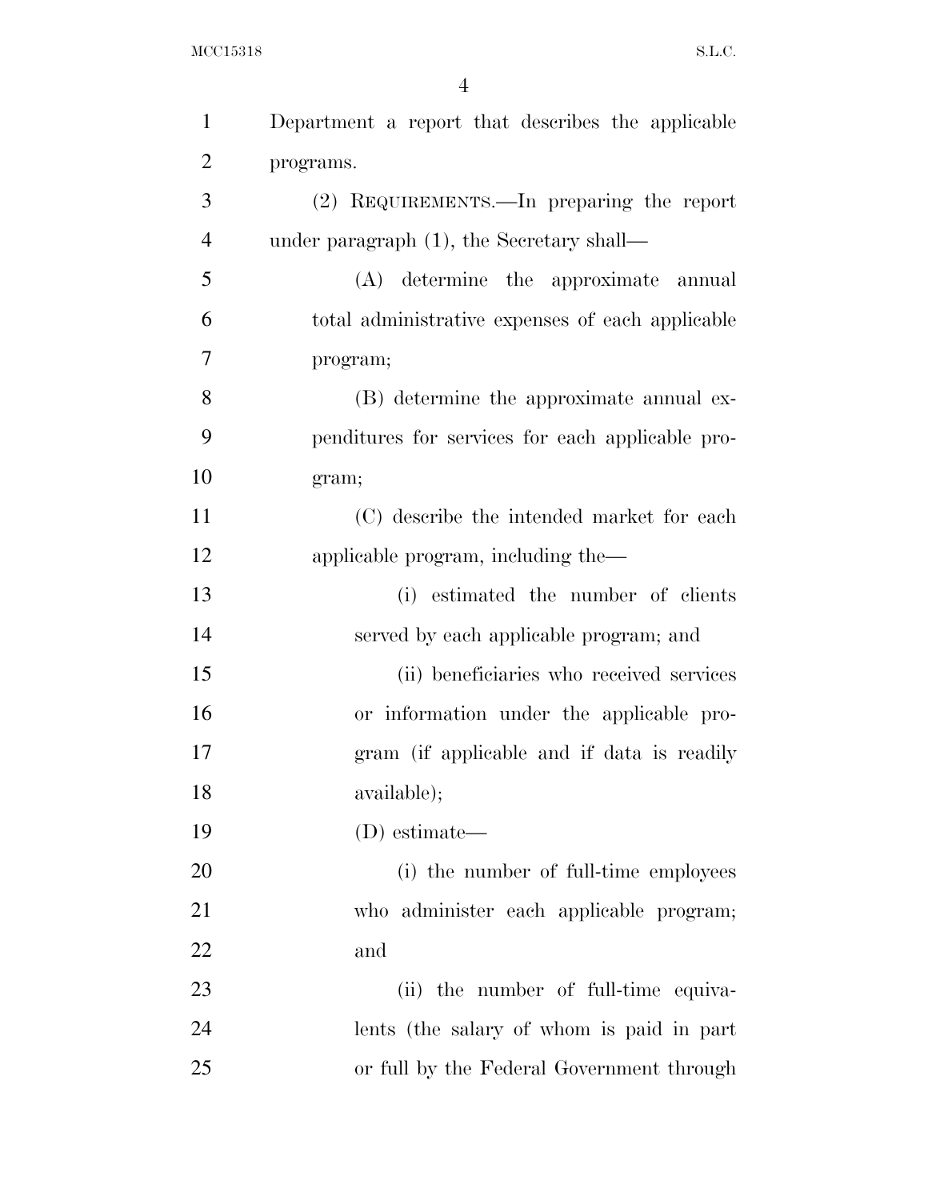Department a report that describes the applicable programs.

(2) REQUIREMENTS.—In preparing the report under paragraph (1), the Secretary shall—

(A) determine the approximate annual total administrative expenses of each applicable program;

(B) determine the approximate annual expenditures for services for each applicable program;

(C) describe the intended market for each applicable program, including the—

(i) estimated the number of clients served by each applicable program; and

(ii) beneficiaries who received services or information under the applicable program (if applicable and if data is readily available);

(D) estimate—

(i) the number of full-time employees who administer each applicable program; and

(ii) the number of full-time equivalents (the salary of whom is paid in part or full by the Federal Government through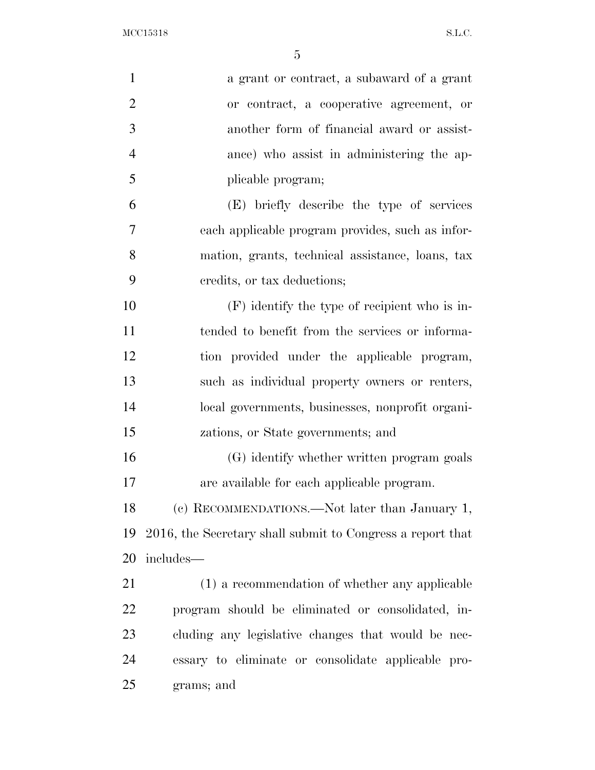a grant or contract, a subaward of a grant or contract, a cooperative agreement, or another form of financial award or assistance) who assist in administering the applicable program;

(E) briefly describe the type of services each applicable program provides, such as information, grants, technical assistance, loans, tax credits, or tax deductions;

(F) identify the type of recipient who is intended to benefit from the services or information provided under the applicable program, such as individual property owners or renters, local governments, businesses, nonprofit organizations, or State governments; and

(G) identify whether written program goals are available for each applicable program.

(c) RECOMMENDATIONS.—Not later than January 1, 2016, the Secretary shall submit to Congress a report that includes—

(1) a recommendation of whether any applicable program should be eliminated or consolidated, including any legislative changes that would be necessary to eliminate or consolidate applicable programs; and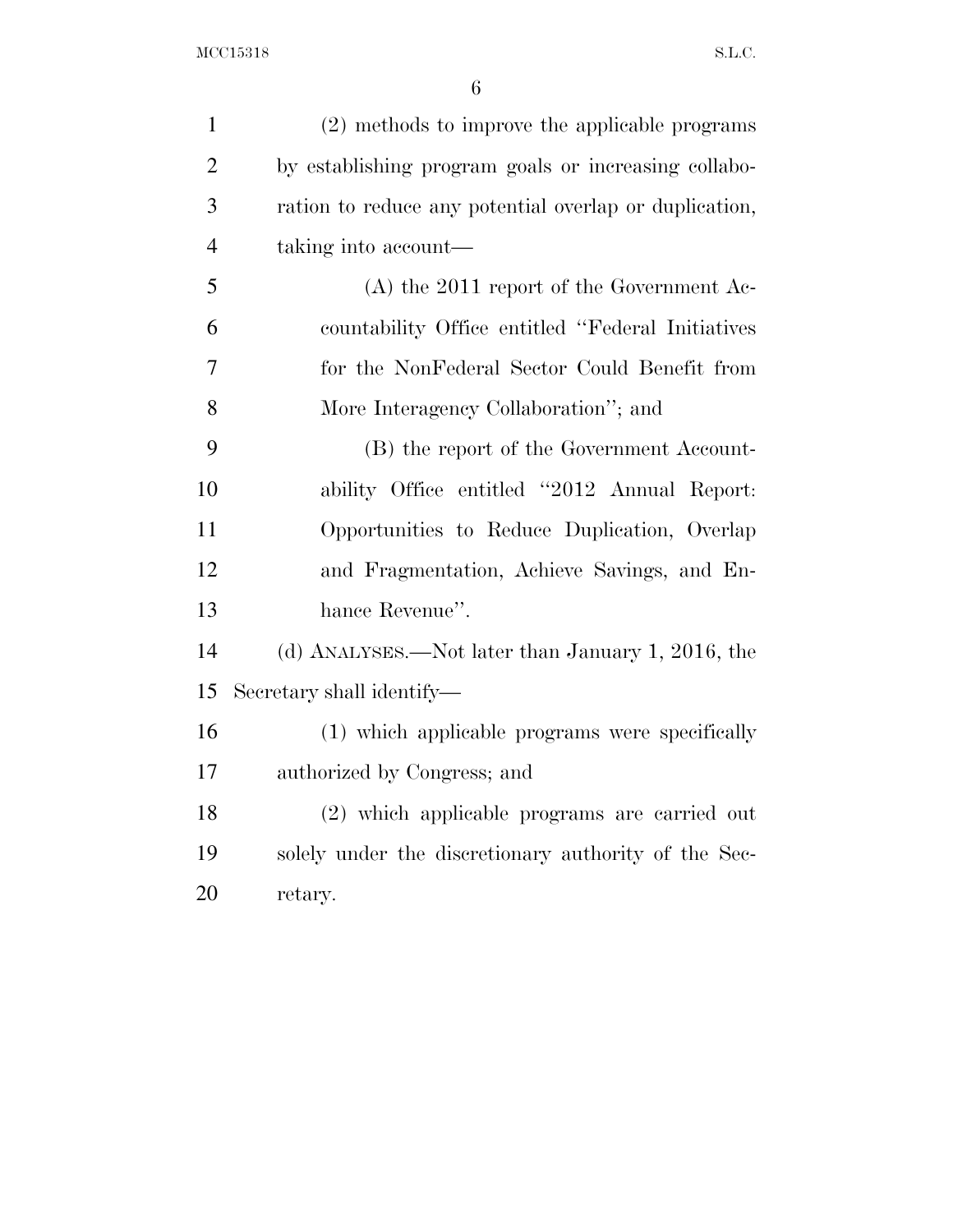(2) methods to improve the applicable programs by establishing program goals or increasing collaboration to reduce any potential overlap or duplication, taking into account—

(A) the 2011 report of the Government Accountability Office entitled "Federal Initiatives for the NonFederal Sector Could Benefit from More Interagency Collaboration"; and

(B) the report of the Government Accountability Office entitled "2012 Annual Report: Opportunities to Reduce Duplication, Overlap and Fragmentation, Achieve Savings, and Enhance Revenue".

(d) ANALYSES.—Not later than January 1, 2016, the Secretary shall identify—

(1) which applicable programs were specifically authorized by Congress; and

(2) which applicable programs are carried out solely under the discretionary authority of the Secretary.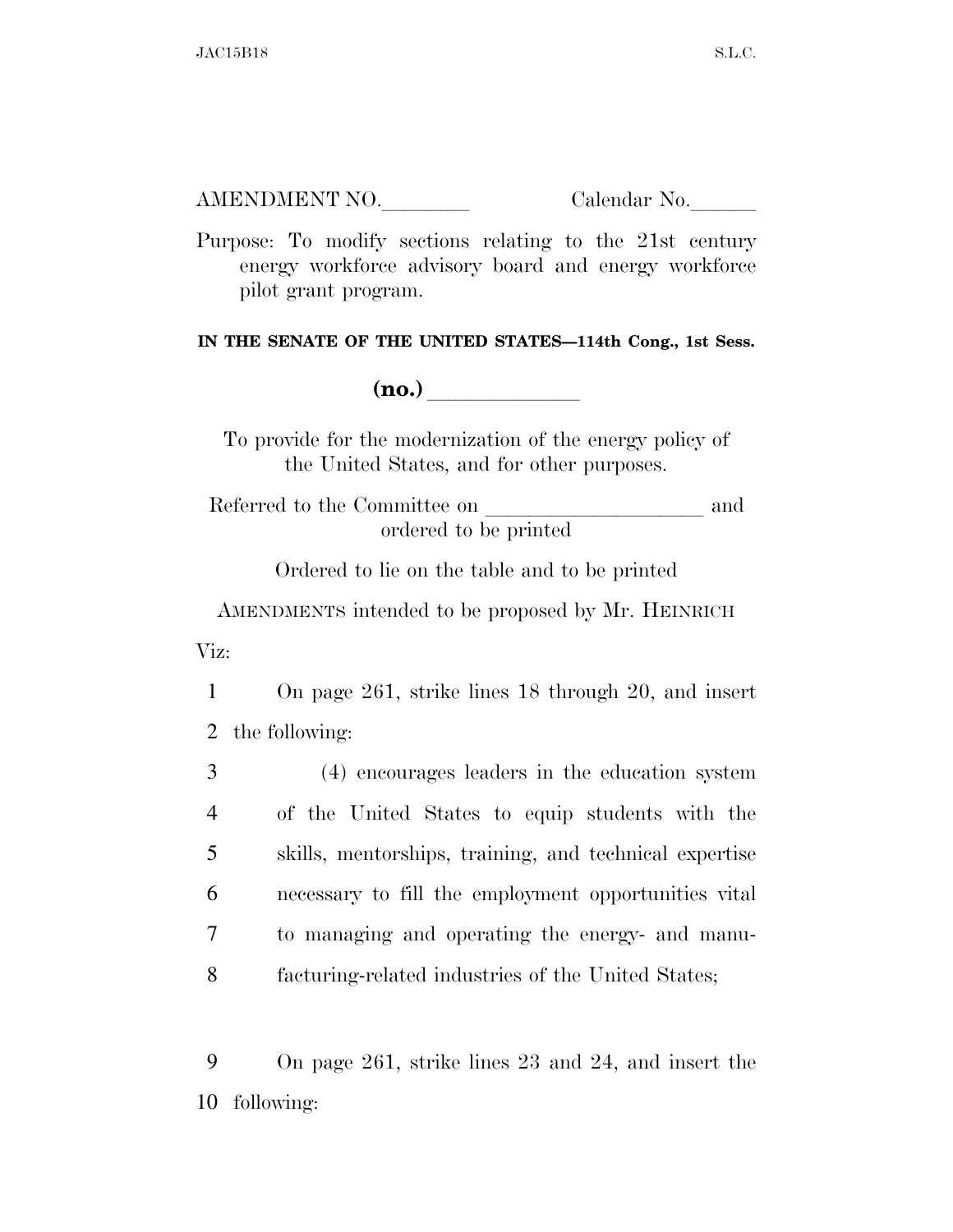AMENDMENT NO.________ Calendar No.______

Purpose: To modify sections relating to the 21st century energy workforce advisory board and energy workforce pilot grant program.

**IN THE SENATE OF THE UNITED STATES—114th Cong., 1st Sess.**

**(no.)** ____________

To provide for the modernization of the energy policy of the United States, and for other purposes.

Referred to the Committee on ____________________ and ordered to be printed

Ordered to lie on the table and to be printed

AMENDMENTS intended to be proposed by Mr. HEINRICH

Viz:

1 On page 261, strike lines 18 through 20, and insert
2 the following:

3 (4) encourages leaders in the education system
4 of the United States to equip students with the
5 skills, mentorships, training, and technical expertise
6 necessary to fill the employment opportunities vital
7 to managing and operating the energy- and manu-
8 facturing-related industries of the United States;

9 On page 261, strike lines 23 and 24, and insert the
10 following: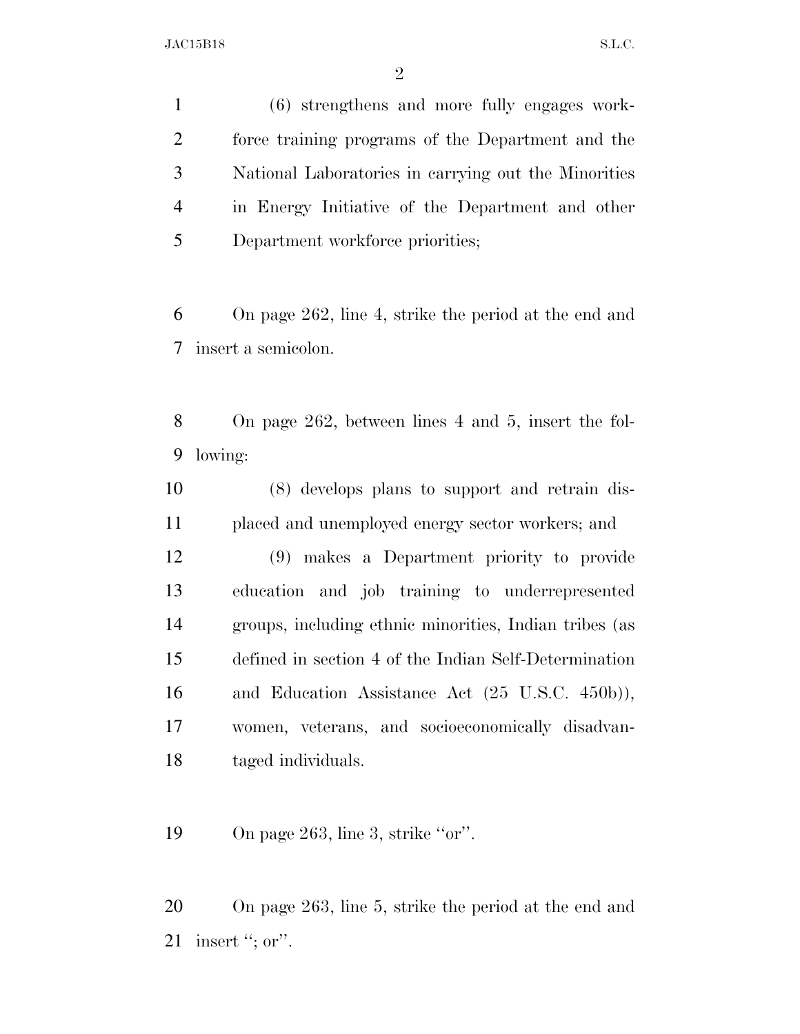(6) strengthens and more fully engages workforce training programs of the Department and the National Laboratories in carrying out the Minorities in Energy Initiative of the Department and other Department workforce priorities;

On page 262, line 4, strike the period at the end and insert a semicolon.

On page 262, between lines 4 and 5, insert the following:

(8) develops plans to support and retrain displaced and unemployed energy sector workers; and

(9) makes a Department priority to provide education and job training to underrepresented groups, including ethnic minorities, Indian tribes (as defined in section 4 of the Indian Self-Determination and Education Assistance Act (25 U.S.C. 450b)), women, veterans, and socioeconomically disadvantaged individuals.

On page 263, line 3, strike ''or''.

On page 263, line 5, strike the period at the end and insert ''; or''.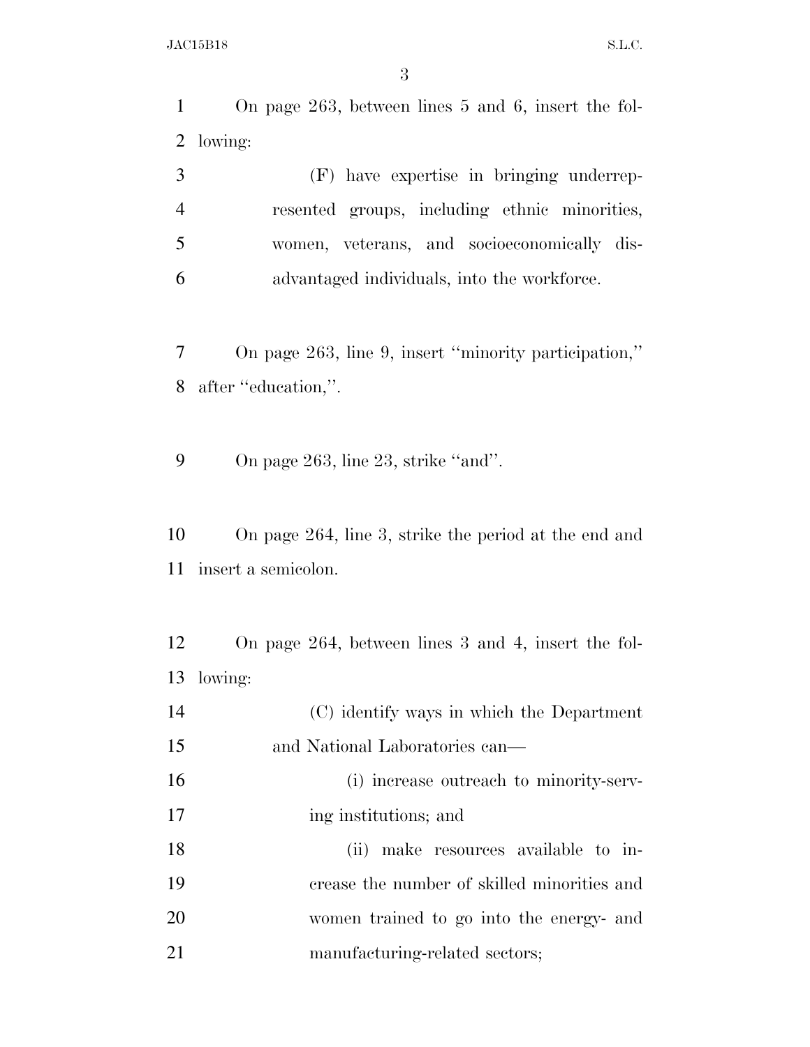On page 263, between lines 5 and 6, insert the following:

(F) have expertise in bringing underrepresented groups, including ethnic minorities, women, veterans, and socioeconomically disadvantaged individuals, into the workforce.

On page 263, line 9, insert "minority participation," after "education,".

On page 263, line 23, strike "and".

On page 264, line 3, strike the period at the end and insert a semicolon.

On page 264, between lines 3 and 4, insert the following:

(C) identify ways in which the Department and National Laboratories can—

(i) increase outreach to minority-serving institutions; and

(ii) make resources available to increase the number of skilled minorities and women trained to go into the energy- and manufacturing-related sectors;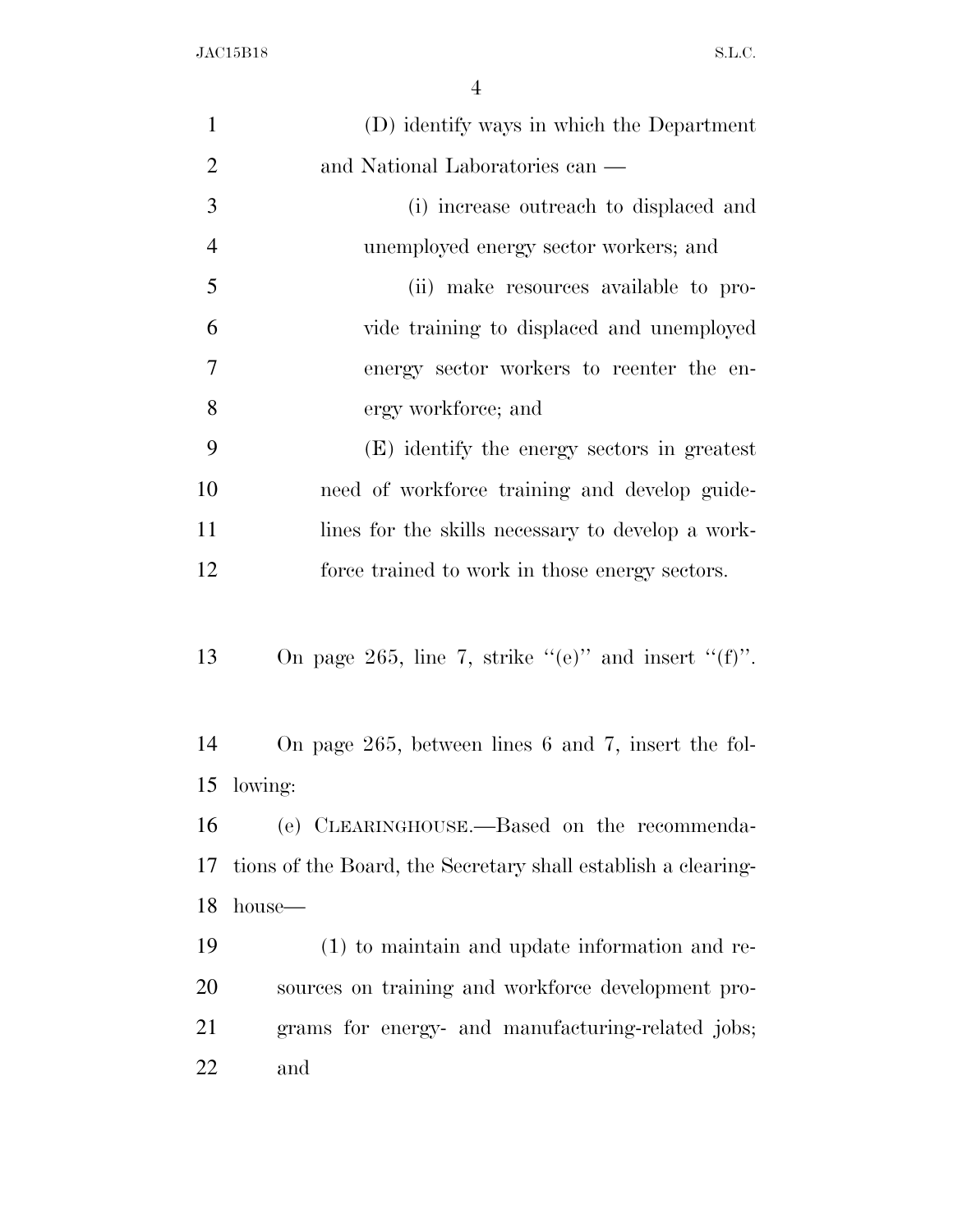(D) identify ways in which the Department and National Laboratories can —

(i) increase outreach to displaced and unemployed energy sector workers; and

(ii) make resources available to provide training to displaced and unemployed energy sector workers to reenter the energy workforce; and

(E) identify the energy sectors in greatest need of workforce training and develop guidelines for the skills necessary to develop a workforce trained to work in those energy sectors.

On page 265, line 7, strike "(e)" and insert "(f)".

On page 265, between lines 6 and 7, insert the following:

(e) CLEARINGHOUSE.—Based on the recommendations of the Board, the Secretary shall establish a clearinghouse—

(1) to maintain and update information and resources on training and workforce development programs for energy- and manufacturing-related jobs; and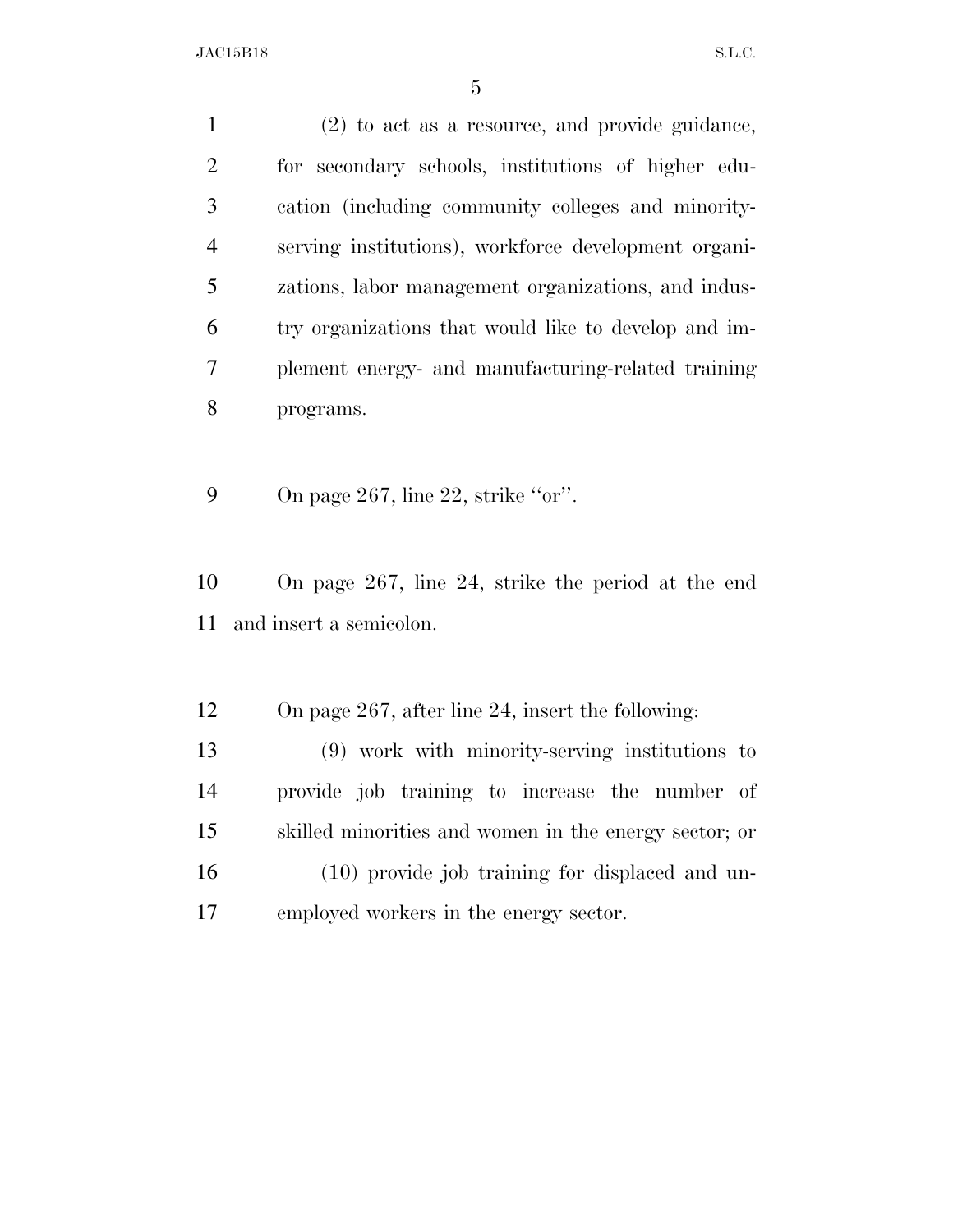(2) to act as a resource, and provide guidance, for secondary schools, institutions of higher education (including community colleges and minority-serving institutions), workforce development organizations, labor management organizations, and industry organizations that would like to develop and implement energy- and manufacturing-related training programs.

On page 267, line 22, strike "or".

On page 267, line 24, strike the period at the end and insert a semicolon.

On page 267, after line 24, insert the following:

(9) work with minority-serving institutions to provide job training to increase the number of skilled minorities and women in the energy sector; or

(10) provide job training for displaced and unemployed workers in the energy sector.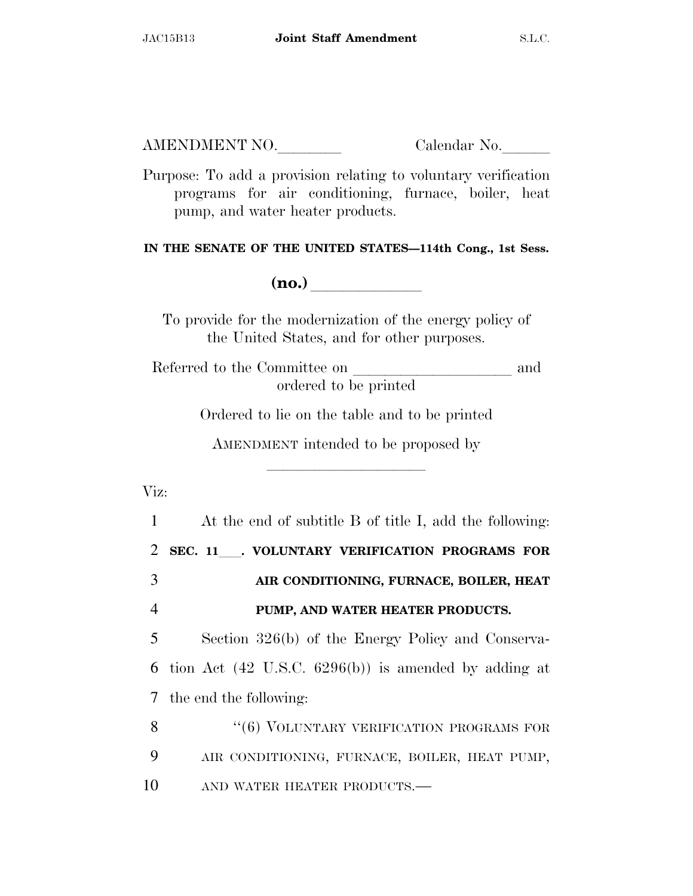AMENDMENT NO.________ Calendar No.______

Purpose: To add a provision relating to voluntary verification programs for air conditioning, furnace, boiler, heat pump, and water heater products.

**IN THE SENATE OF THE UNITED STATES—114th Cong., 1st Sess.**

**(no.)** ____________

To provide for the modernization of the energy policy of the United States, and for other purposes.

Referred to the Committee on ____________________ and ordered to be printed

Ordered to lie on the table and to be printed

AMENDMENT intended to be proposed by ____________________

Viz:

1 At the end of subtitle B of title I, add the following:

2 **SEC. 11___. VOLUNTARY VERIFICATION PROGRAMS FOR**
3 **AIR CONDITIONING, FURNACE, BOILER, HEAT**
4 **PUMP, AND WATER HEATER PRODUCTS.**

5 Section 326(b) of the Energy Policy and Conserva-
6 tion Act (42 U.S.C. 6296(b)) is amended by adding at
7 the end the following:

8 "(6) VOLUNTARY VERIFICATION PROGRAMS FOR
9 AIR CONDITIONING, FURNACE, BOILER, HEAT PUMP,
10 AND WATER HEATER PRODUCTS.—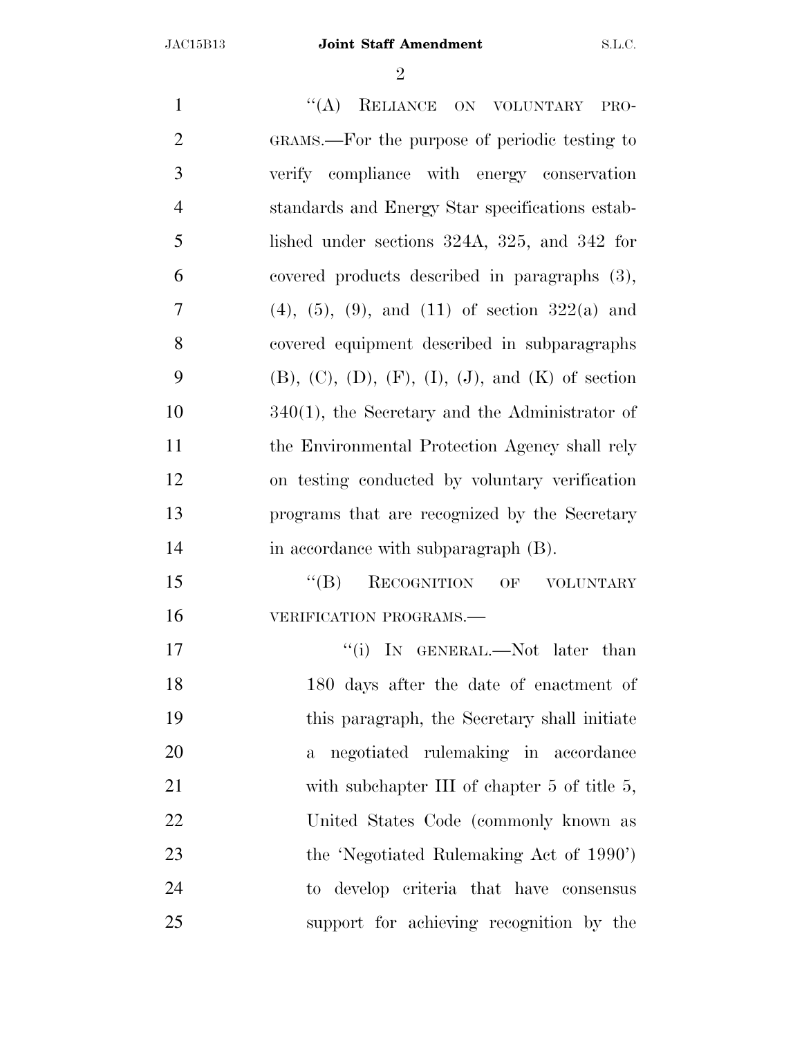"(A) RELIANCE ON VOLUNTARY PROGRAMS.—For the purpose of periodic testing to verify compliance with energy conservation standards and Energy Star specifications established under sections 324A, 325, and 342 for covered products described in paragraphs (3), (4), (5), (9), and (11) of section 322(a) and covered equipment described in subparagraphs (B), (C), (D), (F), (I), (J), and (K) of section 340(1), the Secretary and the Administrator of the Environmental Protection Agency shall rely on testing conducted by voluntary verification programs that are recognized by the Secretary in accordance with subparagraph (B).

"(B) RECOGNITION OF VOLUNTARY VERIFICATION PROGRAMS.—

"(i) IN GENERAL.—Not later than 180 days after the date of enactment of this paragraph, the Secretary shall initiate a negotiated rulemaking in accordance with subchapter III of chapter 5 of title 5, United States Code (commonly known as the 'Negotiated Rulemaking Act of 1990') to develop criteria that have consensus support for achieving recognition by the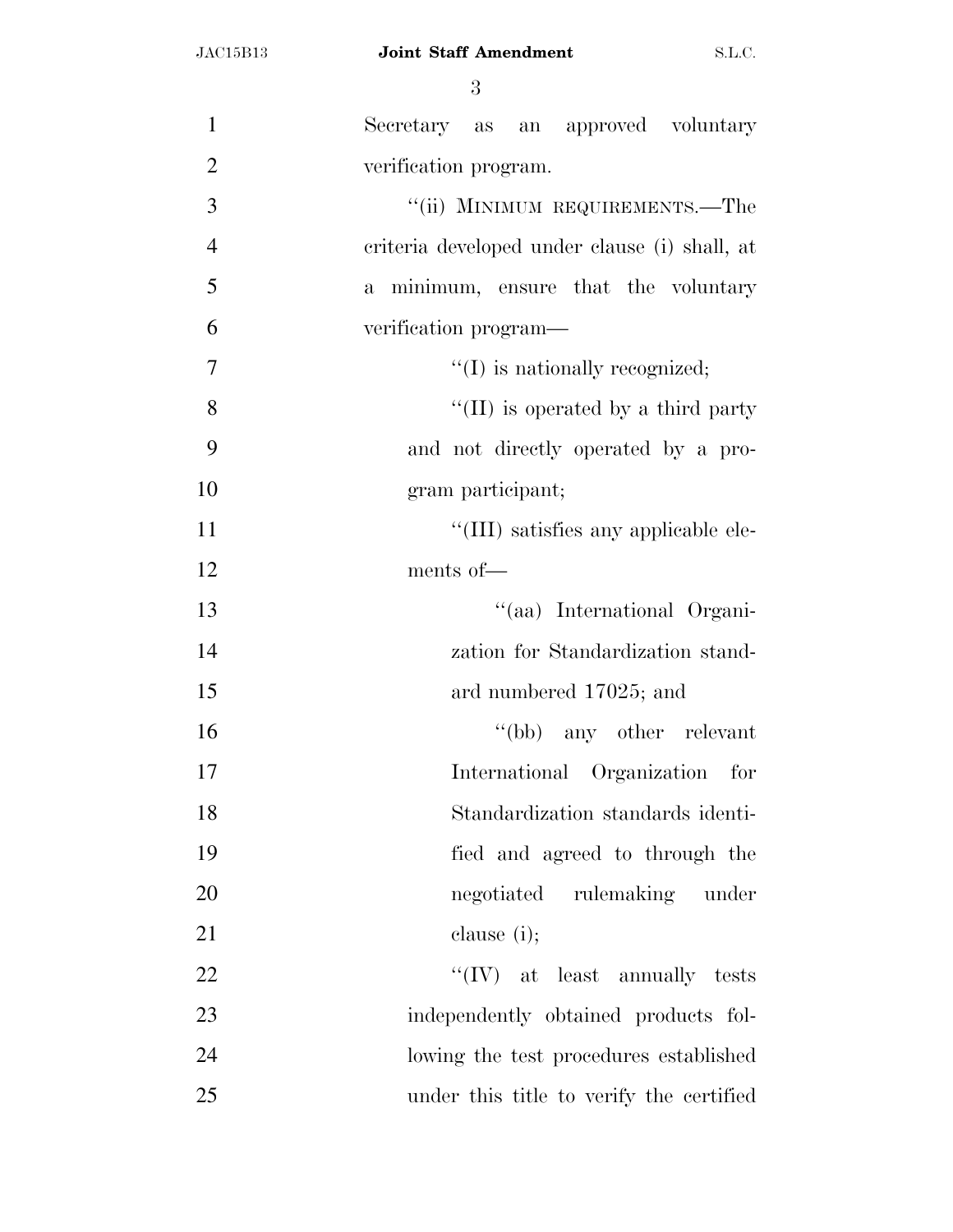Secretary as an approved voluntary verification program.

"(ii) MINIMUM REQUIREMENTS.—The criteria developed under clause (i) shall, at a minimum, ensure that the voluntary verification program—

"(I) is nationally recognized;

"(II) is operated by a third party and not directly operated by a program participant;

"(III) satisfies any applicable elements of—

"(aa) International Organization for Standardization standard numbered 17025; and

"(bb) any other relevant International Organization for Standardization standards identified and agreed to through the negotiated rulemaking under clause (i);

"(IV) at least annually tests independently obtained products following the test procedures established under this title to verify the certified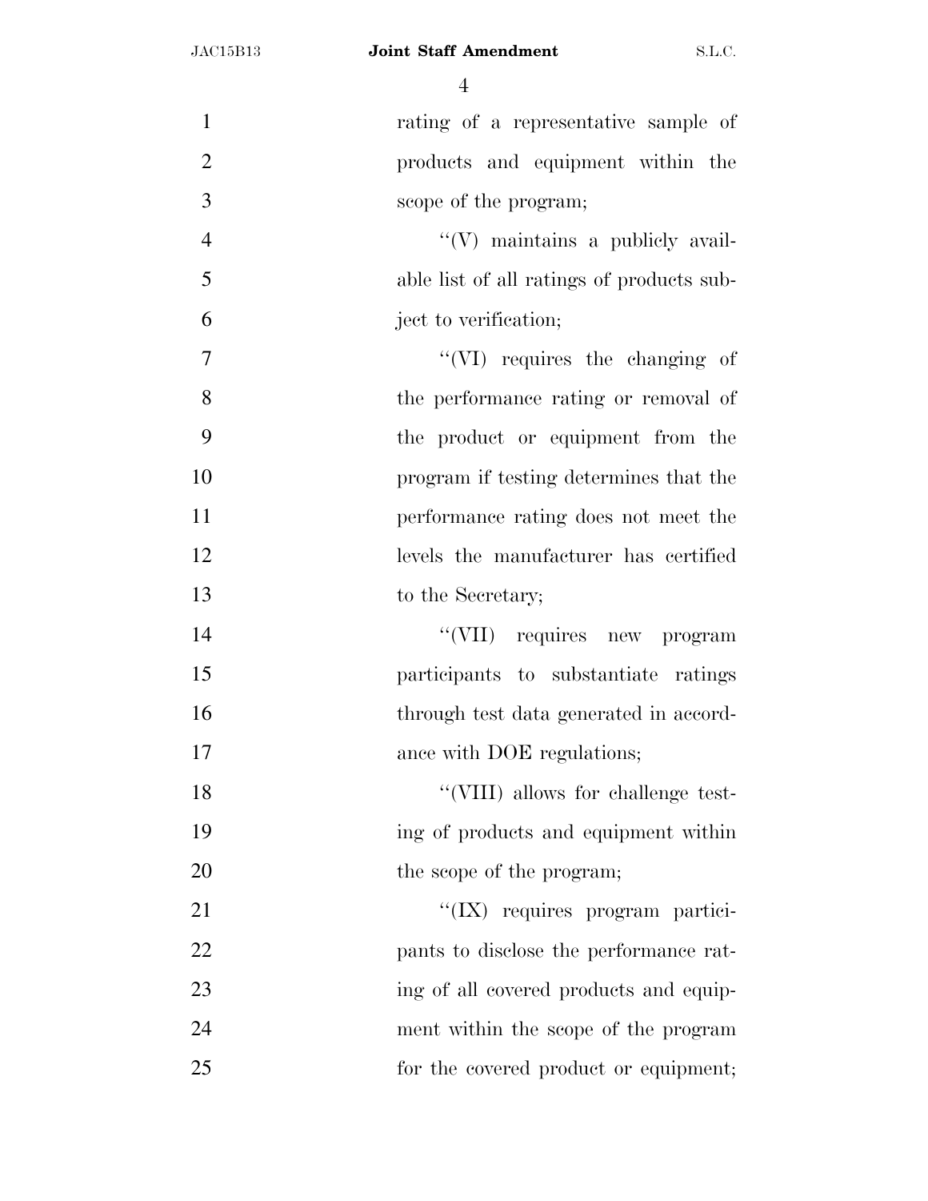rating of a representative sample of products and equipment within the scope of the program;

''(V) maintains a publicly available list of all ratings of products subject to verification;

''(VI) requires the changing of the performance rating or removal of the product or equipment from the program if testing determines that the performance rating does not meet the levels the manufacturer has certified to the Secretary;

''(VII) requires new program participants to substantiate ratings through test data generated in accordance with DOE regulations;

''(VIII) allows for challenge testing of products and equipment within the scope of the program;

''(IX) requires program participants to disclose the performance rating of all covered products and equipment within the scope of the program for the covered product or equipment;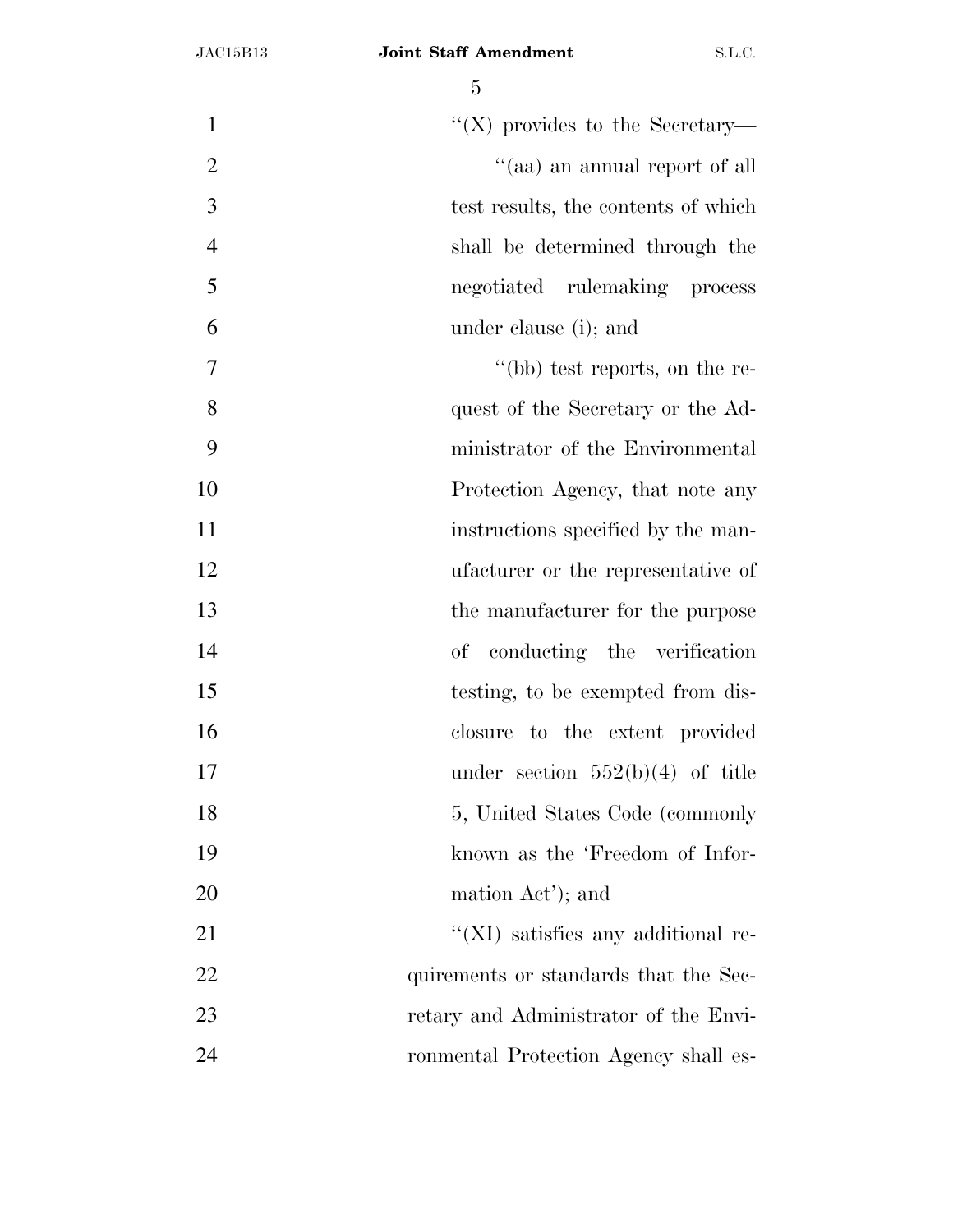''(X) provides to the Secretary—

''(aa) an annual report of all test results, the contents of which shall be determined through the negotiated rulemaking process under clause (i); and

''(bb) test reports, on the request of the Secretary or the Administrator of the Environmental Protection Agency, that note any instructions specified by the manufacturer or the representative of the manufacturer for the purpose of conducting the verification testing, to be exempted from disclosure to the extent provided under section 552(b)(4) of title 5, United States Code (commonly known as the 'Freedom of Information Act'); and

''(XI) satisfies any additional requirements or standards that the Secretary and Administrator of the Environmental Protection Agency shall es-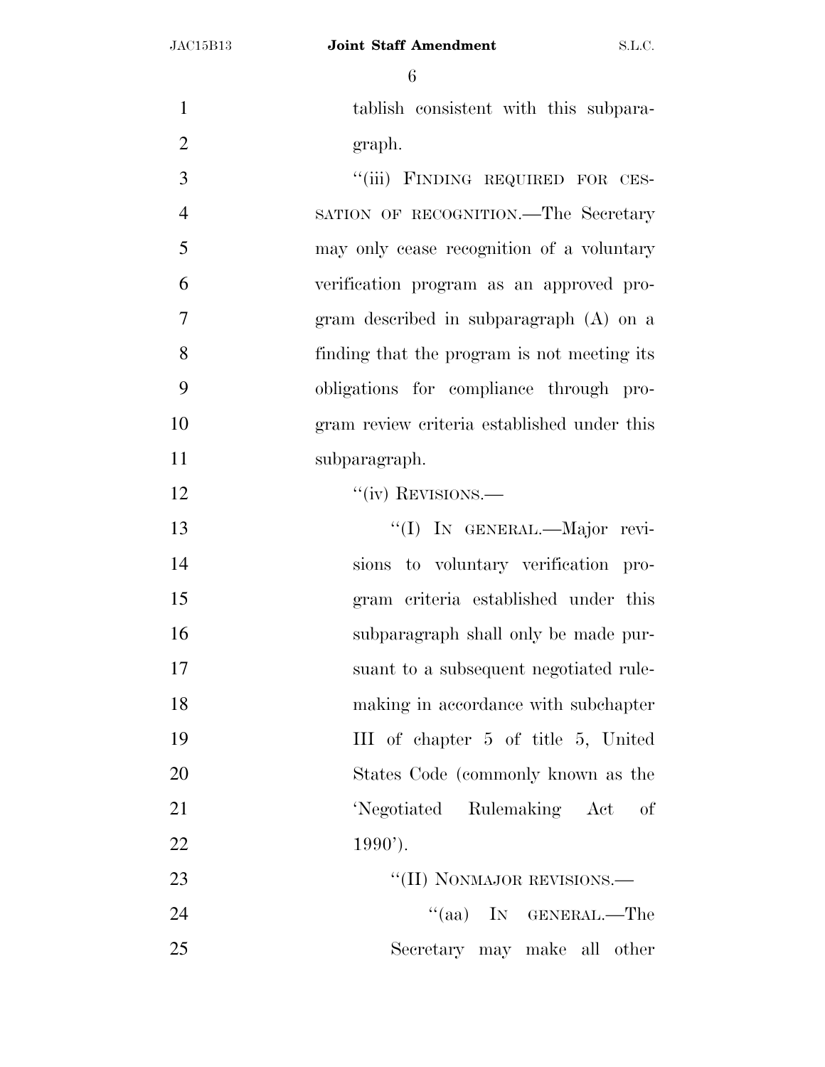tablish consistent with this subparagraph.

''(iii) FINDING REQUIRED FOR CESSATION OF RECOGNITION.—The Secretary may only cease recognition of a voluntary verification program as an approved program described in subparagraph (A) on a finding that the program is not meeting its obligations for compliance through program review criteria established under this subparagraph.

''(iv) REVISIONS.—

''(I) IN GENERAL.—Major revisions to voluntary verification program criteria established under this subparagraph shall only be made pursuant to a subsequent negotiated rulemaking in accordance with subchapter III of chapter 5 of title 5, United States Code (commonly known as the 'Negotiated Rulemaking Act of 1990').

''(II) NONMAJOR REVISIONS.—

''(aa) IN GENERAL.—The Secretary may make all other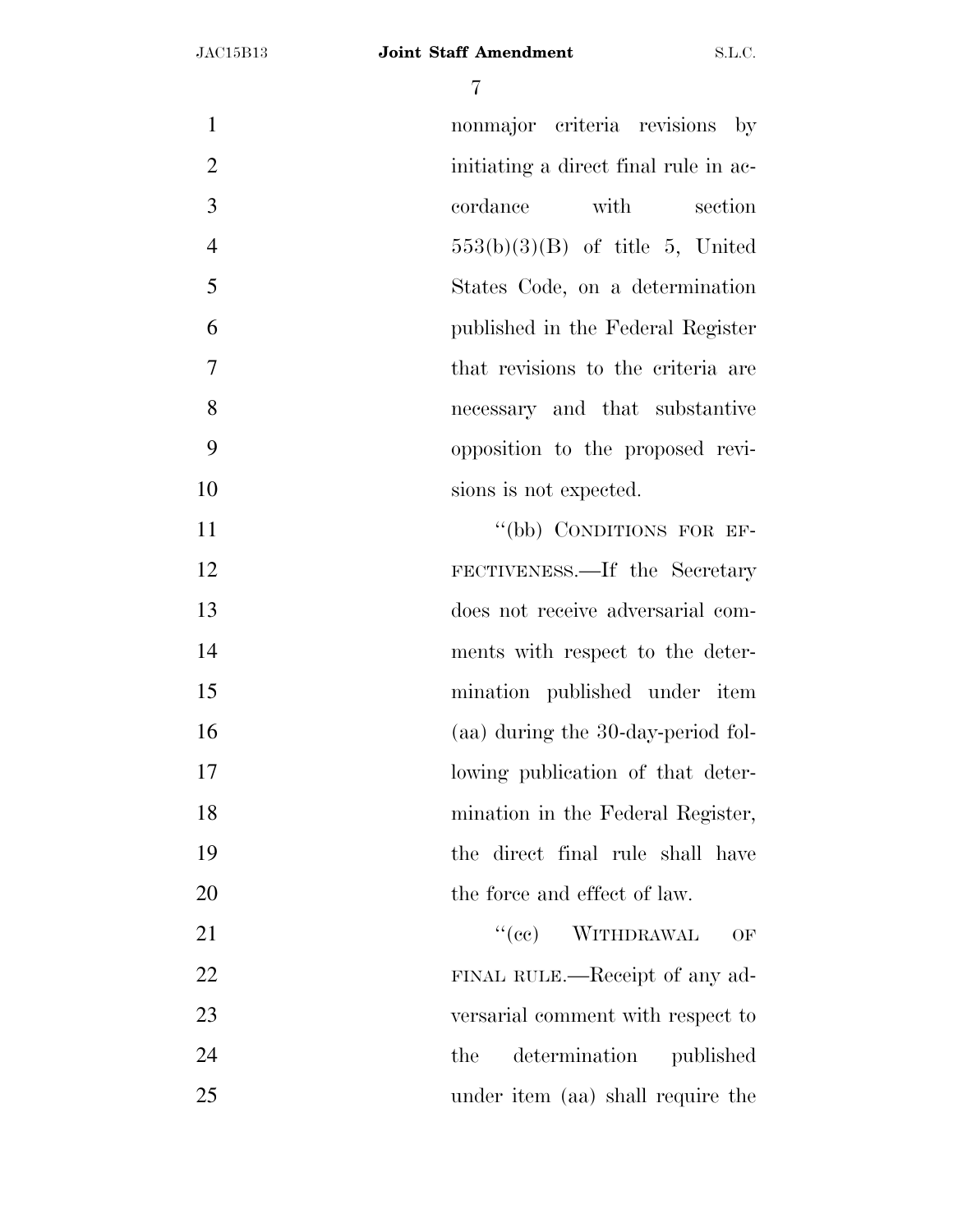nonmajor criteria revisions by initiating a direct final rule in accordance with section 553(b)(3)(B) of title 5, United States Code, on a determination published in the Federal Register that revisions to the criteria are necessary and that substantive opposition to the proposed revisions is not expected.

"(bb) CONDITIONS FOR EFFECTIVENESS.—If the Secretary does not receive adversarial comments with respect to the determination published under item (aa) during the 30-day-period following publication of that determination in the Federal Register, the direct final rule shall have the force and effect of law.

"(cc) WITHDRAWAL OF FINAL RULE.—Receipt of any adversarial comment with respect to the determination published under item (aa) shall require the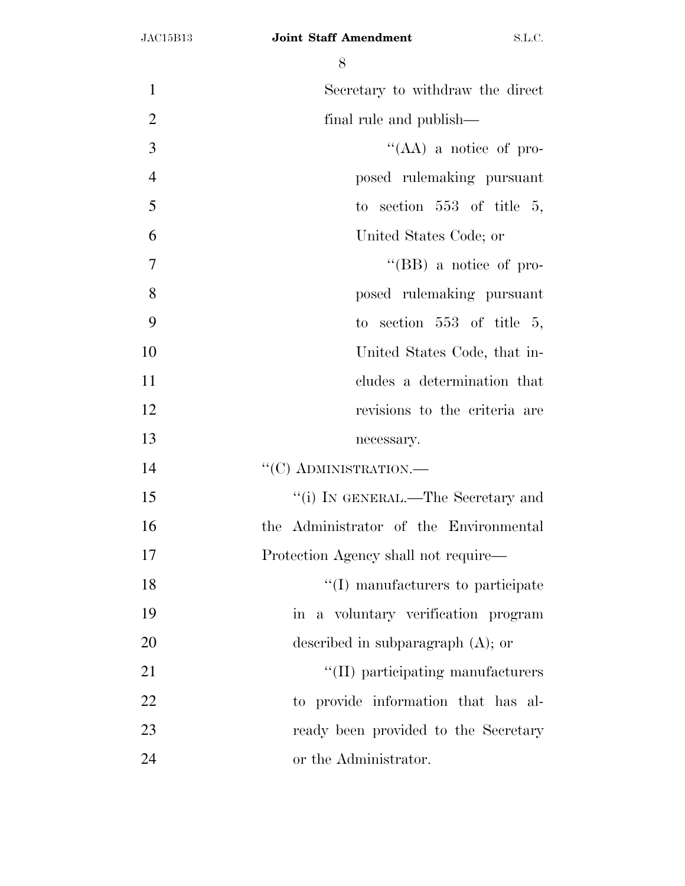Secretary to withdraw the direct final rule and publish—

''(AA) a notice of proposed rulemaking pursuant to section 553 of title 5, United States Code; or

''(BB) a notice of proposed rulemaking pursuant to section 553 of title 5, United States Code, that includes a determination that revisions to the criteria are necessary.

''(C) ADMINISTRATION.—

''(i) IN GENERAL.—The Secretary and the Administrator of the Environmental Protection Agency shall not require—

''(I) manufacturers to participate in a voluntary verification program described in subparagraph (A); or

''(II) participating manufacturers to provide information that has already been provided to the Secretary or the Administrator.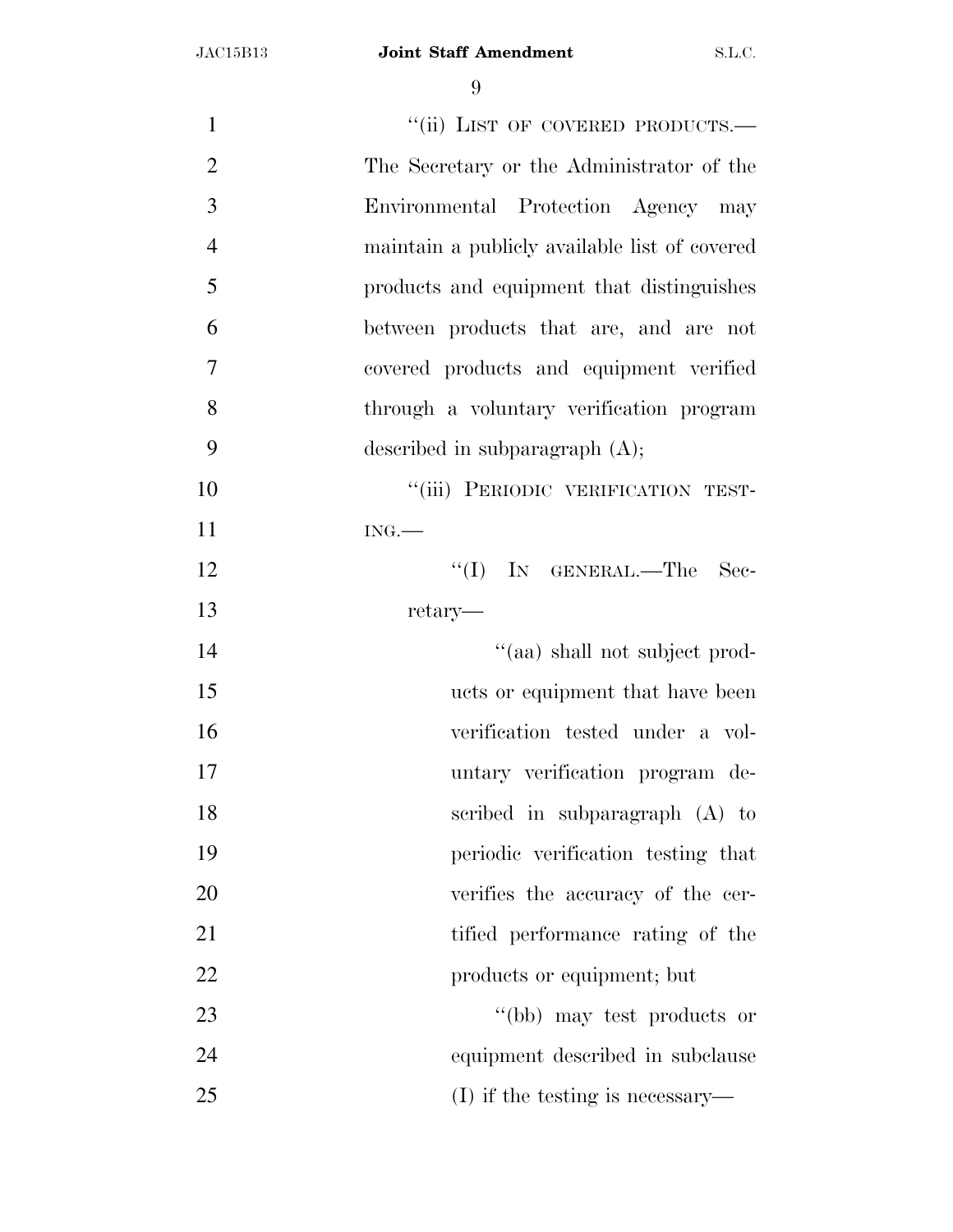"(ii) LIST OF COVERED PRODUCTS.—The Secretary or the Administrator of the Environmental Protection Agency may maintain a publicly available list of covered products and equipment that distinguishes between products that are, and are not covered products and equipment verified through a voluntary verification program described in subparagraph (A);

"(iii) PERIODIC VERIFICATION TESTING.—

"(I) IN GENERAL.—The Secretary—

"(aa) shall not subject products or equipment that have been verification tested under a voluntary verification program described in subparagraph (A) to periodic verification testing that verifies the accuracy of the certified performance rating of the products or equipment; but

"(bb) may test products or equipment described in subclause (I) if the testing is necessary—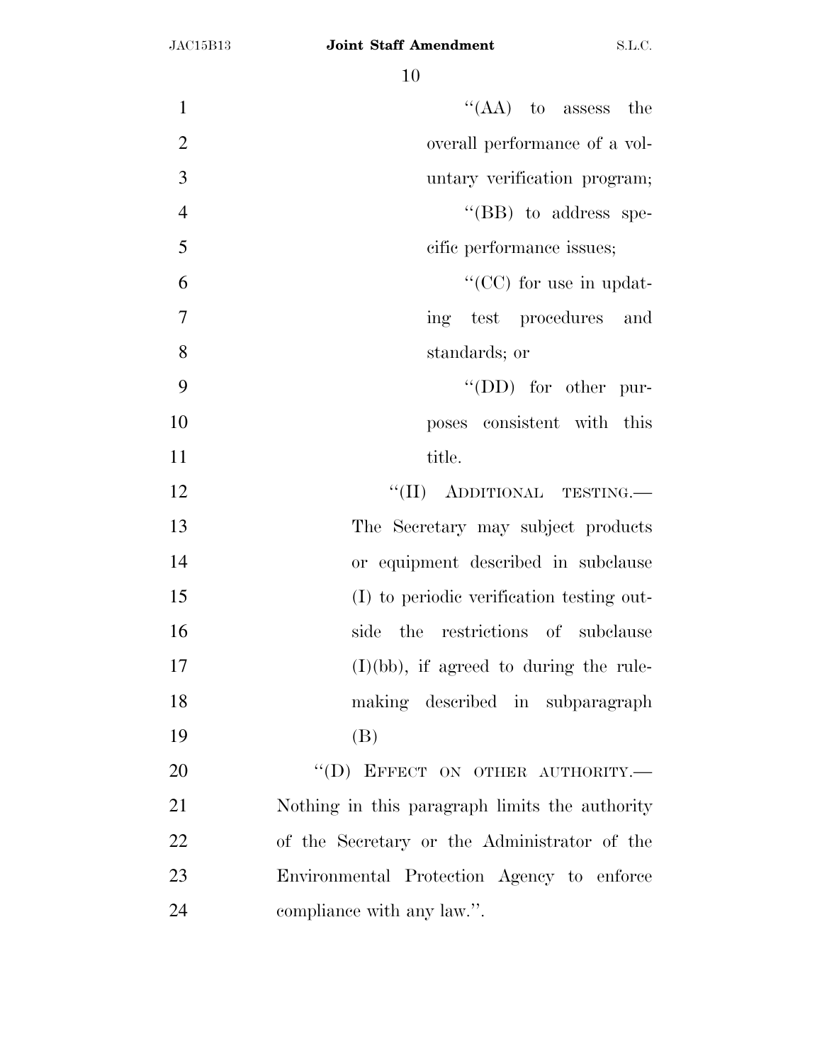''(AA) to assess the overall performance of a voluntary verification program;

''(BB) to address specific performance issues;

''(CC) for use in updating test procedures and standards; or

''(DD) for other purposes consistent with this title.

''(II) ADDITIONAL TESTING.—The Secretary may subject products or equipment described in subclause (I) to periodic verification testing outside the restrictions of subclause (I)(bb), if agreed to during the rulemaking described in subparagraph (B)

''(D) EFFECT ON OTHER AUTHORITY.—Nothing in this paragraph limits the authority of the Secretary or the Administrator of the Environmental Protection Agency to enforce compliance with any law.''.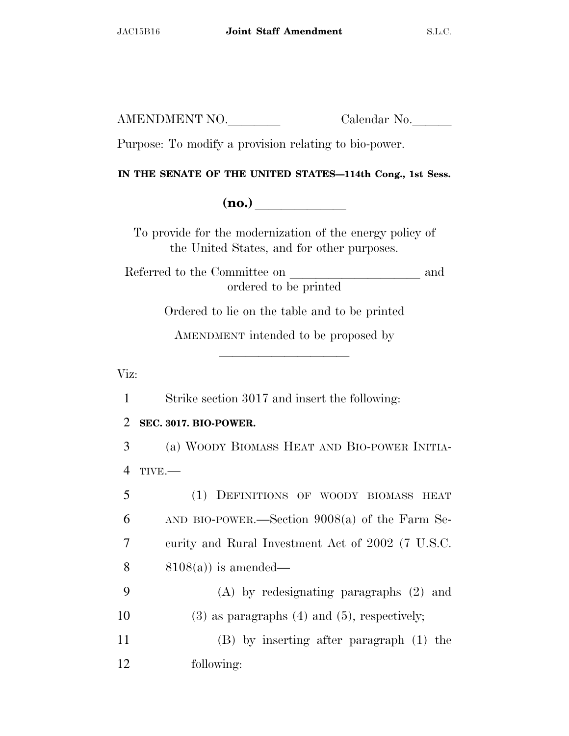AMENDMENT NO.________ Calendar No.______

Purpose: To modify a provision relating to bio-power.

**IN THE SENATE OF THE UNITED STATES—114th Cong., 1st Sess.**

**(no.)** ____________

To provide for the modernization of the energy policy of the United States, and for other purposes.

Referred to the Committee on ____________________ and ordered to be printed

Ordered to lie on the table and to be printed

AMENDMENT intended to be proposed by ____________________

Viz:

1 Strike section 3017 and insert the following:

2 **SEC. 3017. BIO-POWER.**

3 (a) WOODY BIOMASS HEAT AND BIO-POWER INITIA-
4 TIVE.—

5 (1) DEFINITIONS OF WOODY BIOMASS HEAT
6 AND BIO-POWER.—Section 9008(a) of the Farm Se-
7 curity and Rural Investment Act of 2002 (7 U.S.C.
8 8108(a)) is amended—

9 (A) by redesignating paragraphs (2) and
10 (3) as paragraphs (4) and (5), respectively;

11 (B) by inserting after paragraph (1) the
12 following: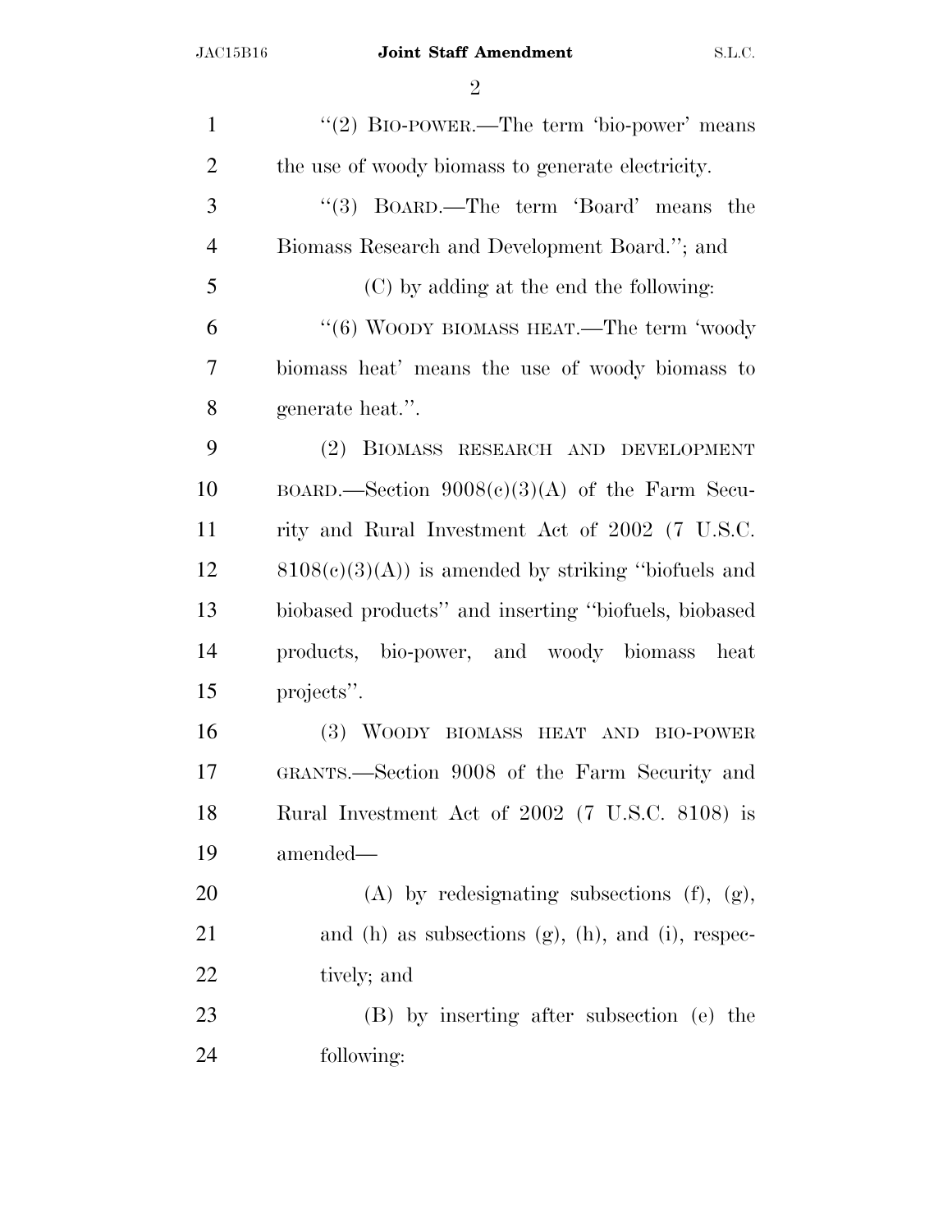"(2) BIO-POWER.—The term 'bio-power' means the use of woody biomass to generate electricity.

"(3) BOARD.—The term 'Board' means the Biomass Research and Development Board."; and

(C) by adding at the end the following:

"(6) WOODY BIOMASS HEAT.—The term 'woody biomass heat' means the use of woody biomass to generate heat.".

(2) BIOMASS RESEARCH AND DEVELOPMENT BOARD.—Section 9008(c)(3)(A) of the Farm Security and Rural Investment Act of 2002 (7 U.S.C. 8108(c)(3)(A)) is amended by striking "biofuels and biobased products" and inserting "biofuels, biobased products, bio-power, and woody biomass heat projects".

(3) WOODY BIOMASS HEAT AND BIO-POWER GRANTS.—Section 9008 of the Farm Security and Rural Investment Act of 2002 (7 U.S.C. 8108) is amended—

(A) by redesignating subsections (f), (g), and (h) as subsections (g), (h), and (i), respectively; and

(B) by inserting after subsection (e) the following: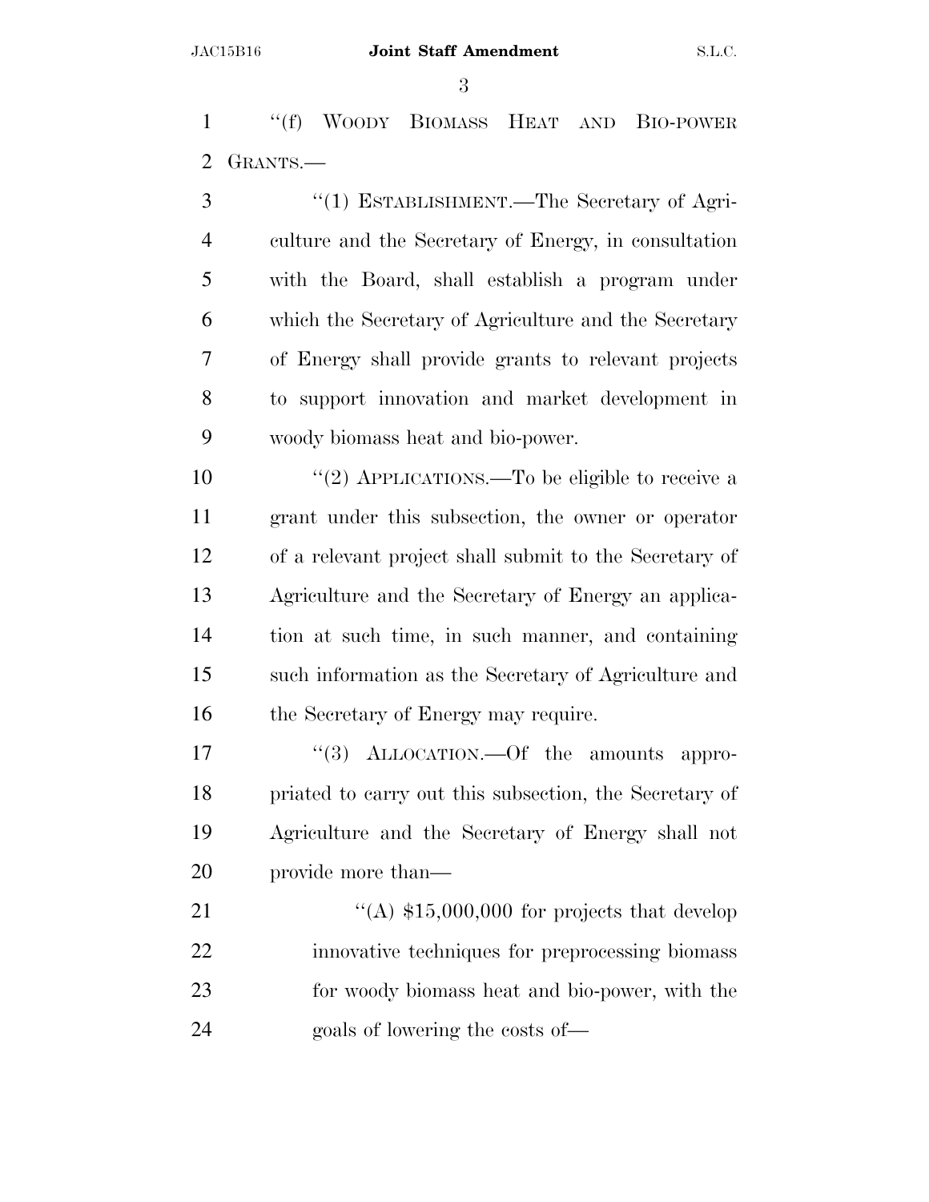"(f) WOODY BIOMASS HEAT AND BIO-POWER GRANTS.—

"(1) ESTABLISHMENT.—The Secretary of Agriculture and the Secretary of Energy, in consultation with the Board, shall establish a program under which the Secretary of Agriculture and the Secretary of Energy shall provide grants to relevant projects to support innovation and market development in woody biomass heat and bio-power.

"(2) APPLICATIONS.—To be eligible to receive a grant under this subsection, the owner or operator of a relevant project shall submit to the Secretary of Agriculture and the Secretary of Energy an application at such time, in such manner, and containing such information as the Secretary of Agriculture and the Secretary of Energy may require.

"(3) ALLOCATION.—Of the amounts appropriated to carry out this subsection, the Secretary of Agriculture and the Secretary of Energy shall not provide more than—

"(A) $15,000,000 for projects that develop innovative techniques for preprocessing biomass for woody biomass heat and bio-power, with the goals of lowering the costs of—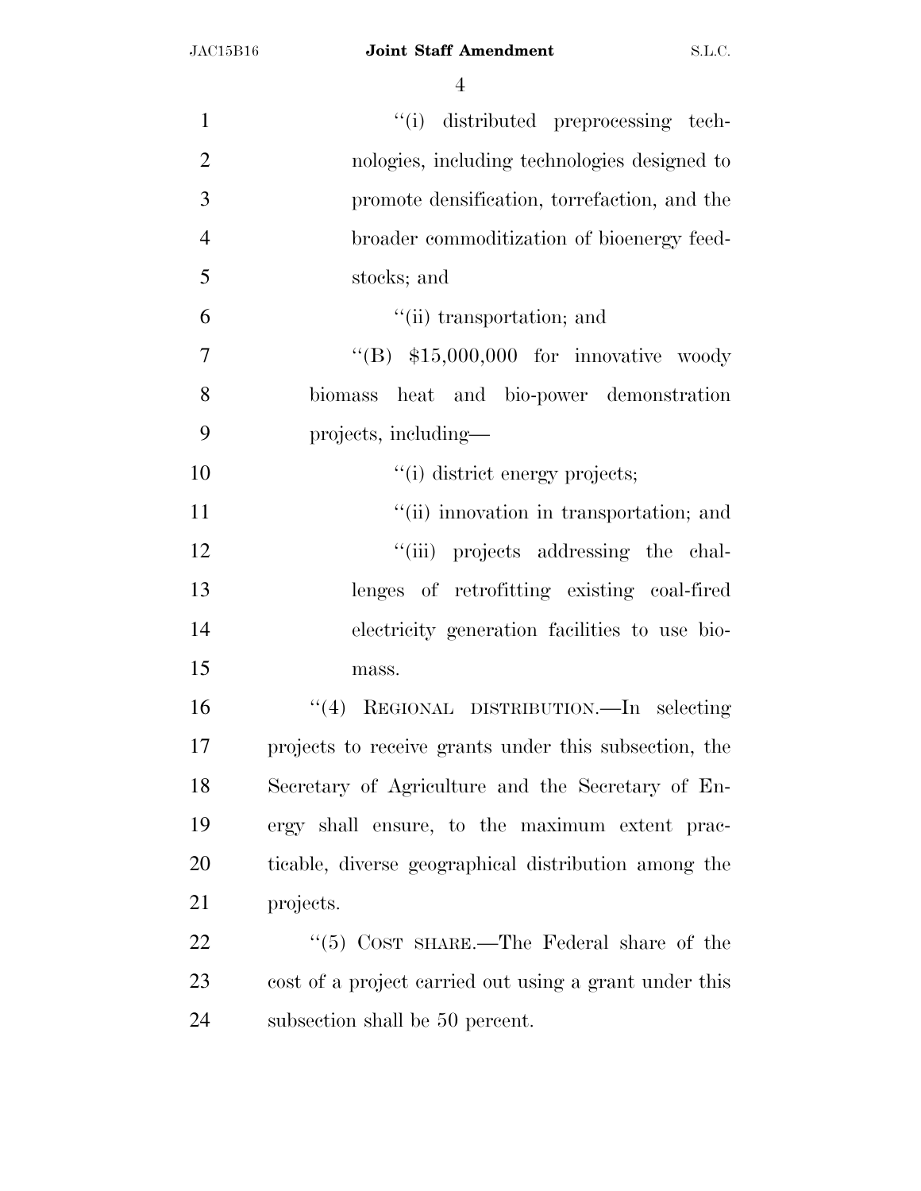''(i) distributed preprocessing technologies, including technologies designed to promote densification, torrefaction, and the broader commoditization of bioenergy feedstocks; and

''(ii) transportation; and

''(B) $15,000,000 for innovative woody biomass heat and bio-power demonstration projects, including—

''(i) district energy projects;

''(ii) innovation in transportation; and

''(iii) projects addressing the challenges of retrofitting existing coal-fired electricity generation facilities to use biomass.

''(4) REGIONAL DISTRIBUTION.—In selecting projects to receive grants under this subsection, the Secretary of Agriculture and the Secretary of Energy shall ensure, to the maximum extent practicable, diverse geographical distribution among the projects.

''(5) COST SHARE.—The Federal share of the cost of a project carried out using a grant under this subsection shall be 50 percent.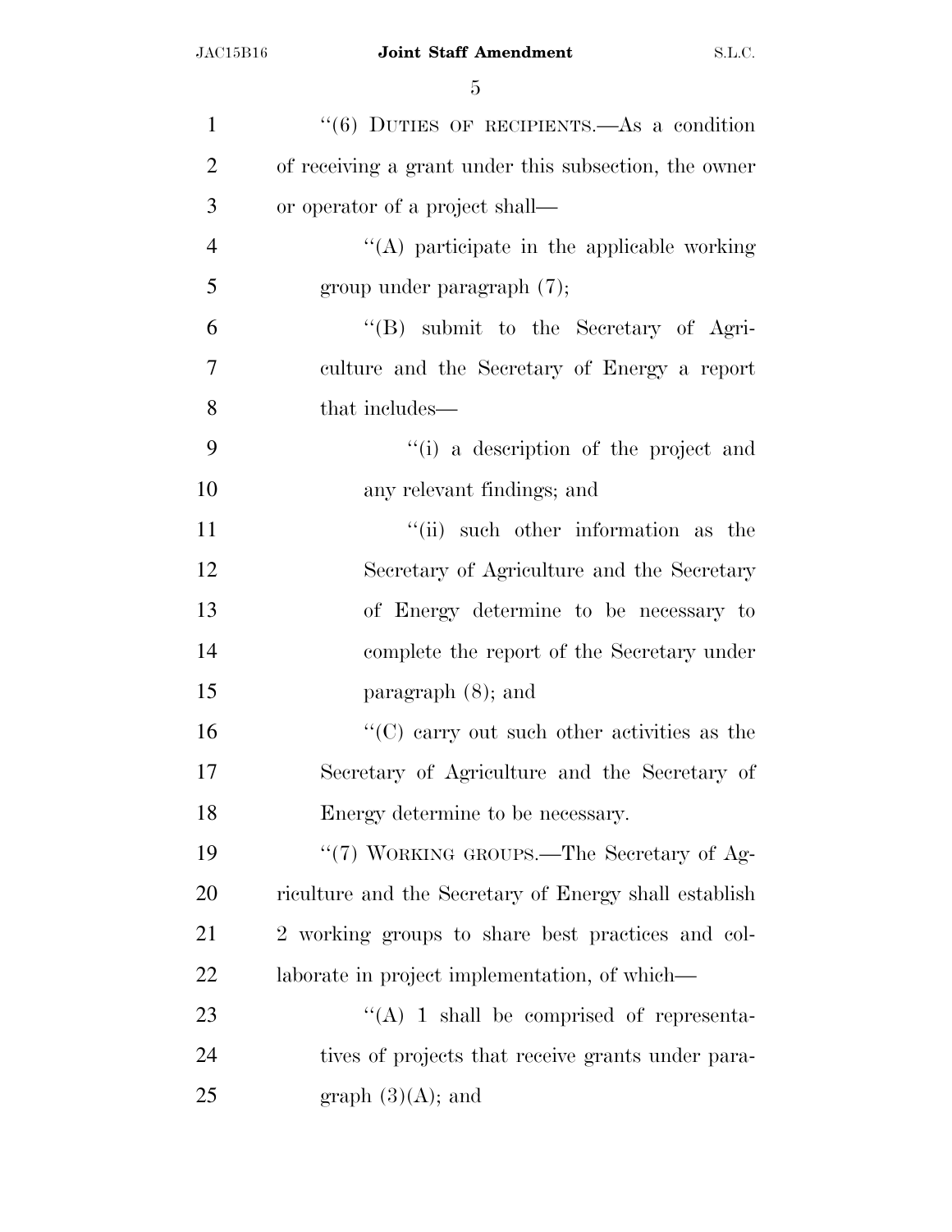"(6) DUTIES OF RECIPIENTS.—As a condition of receiving a grant under this subsection, the owner or operator of a project shall—

"(A) participate in the applicable working group under paragraph (7);

"(B) submit to the Secretary of Agriculture and the Secretary of Energy a report that includes—

"(i) a description of the project and any relevant findings; and

"(ii) such other information as the Secretary of Agriculture and the Secretary of Energy determine to be necessary to complete the report of the Secretary under paragraph (8); and

"(C) carry out such other activities as the Secretary of Agriculture and the Secretary of Energy determine to be necessary.

"(7) WORKING GROUPS.—The Secretary of Agriculture and the Secretary of Energy shall establish 2 working groups to share best practices and collaborate in project implementation, of which—

"(A) 1 shall be comprised of representatives of projects that receive grants under paragraph (3)(A); and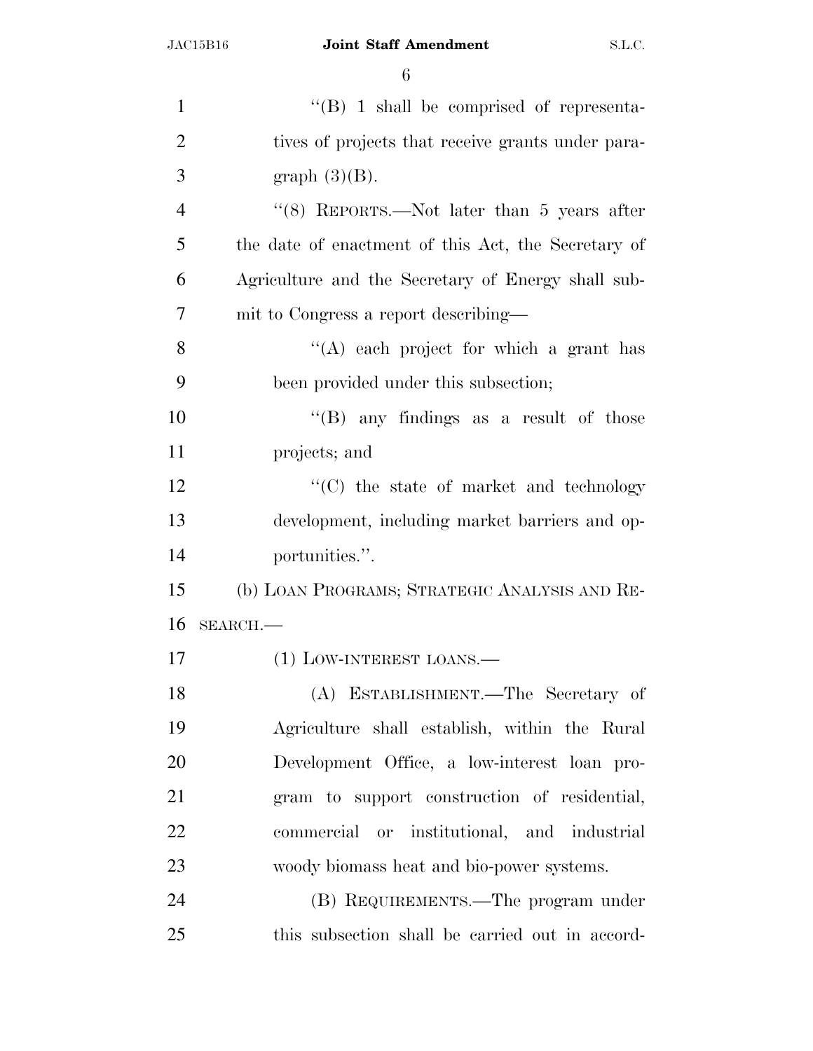''(B) 1 shall be comprised of representatives of projects that receive grants under paragraph (3)(B).

''(8) REPORTS.—Not later than 5 years after the date of enactment of this Act, the Secretary of Agriculture and the Secretary of Energy shall submit to Congress a report describing—

''(A) each project for which a grant has been provided under this subsection;

''(B) any findings as a result of those projects; and

''(C) the state of market and technology development, including market barriers and opportunities.''.

(b) LOAN PROGRAMS; STRATEGIC ANALYSIS AND RESEARCH.—

(1) LOW-INTEREST LOANS.—

(A) ESTABLISHMENT.—The Secretary of Agriculture shall establish, within the Rural Development Office, a low-interest loan program to support construction of residential, commercial or institutional, and industrial woody biomass heat and bio-power systems.

(B) REQUIREMENTS.—The program under this subsection shall be carried out in accord-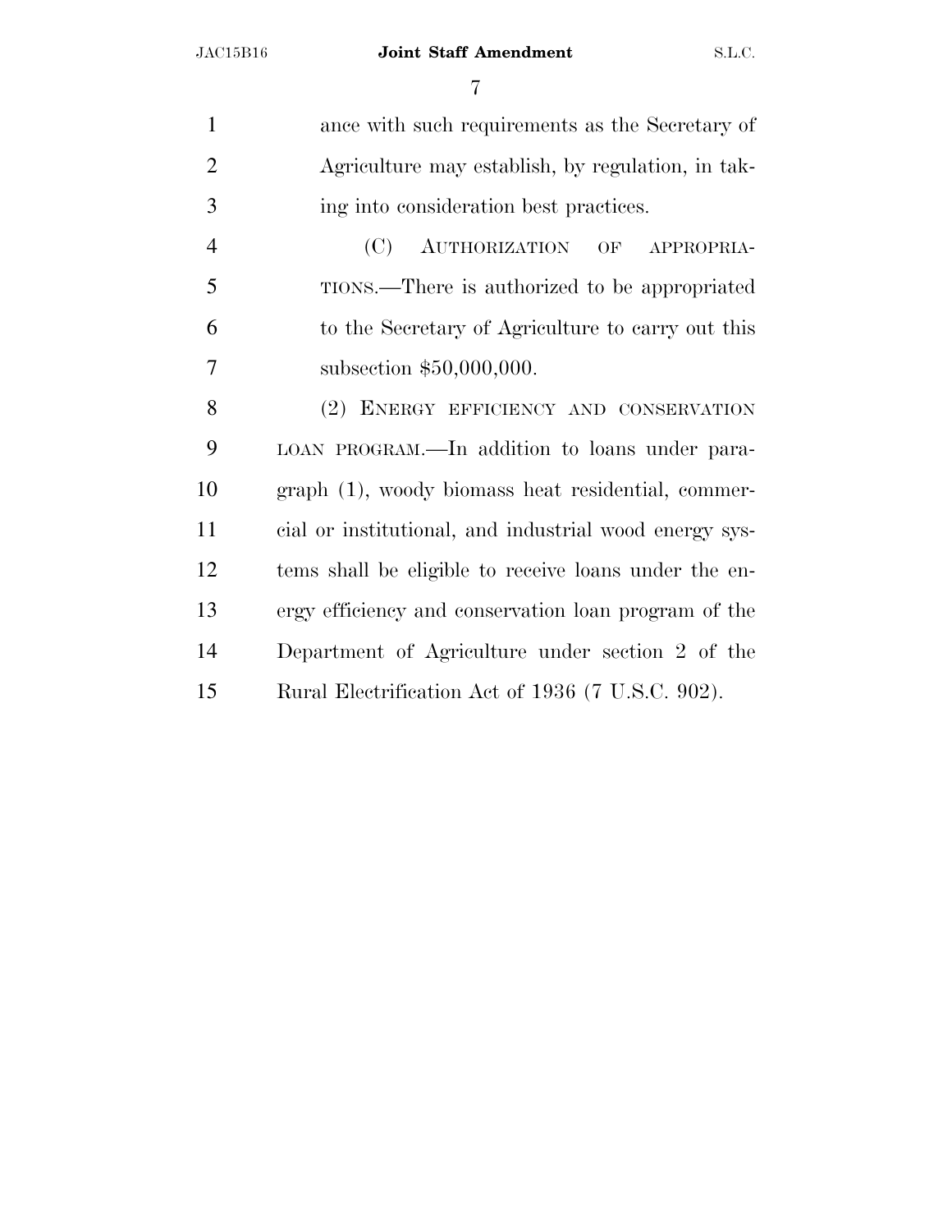ance with such requirements as the Secretary of Agriculture may establish, by regulation, in taking into consideration best practices.

(C) AUTHORIZATION OF APPROPRIATIONS.—There is authorized to be appropriated to the Secretary of Agriculture to carry out this subsection $50,000,000.

(2) ENERGY EFFICIENCY AND CONSERVATION LOAN PROGRAM.—In addition to loans under paragraph (1), woody biomass heat residential, commercial or institutional, and industrial wood energy systems shall be eligible to receive loans under the energy efficiency and conservation loan program of the Department of Agriculture under section 2 of the Rural Electrification Act of 1936 (7 U.S.C. 902).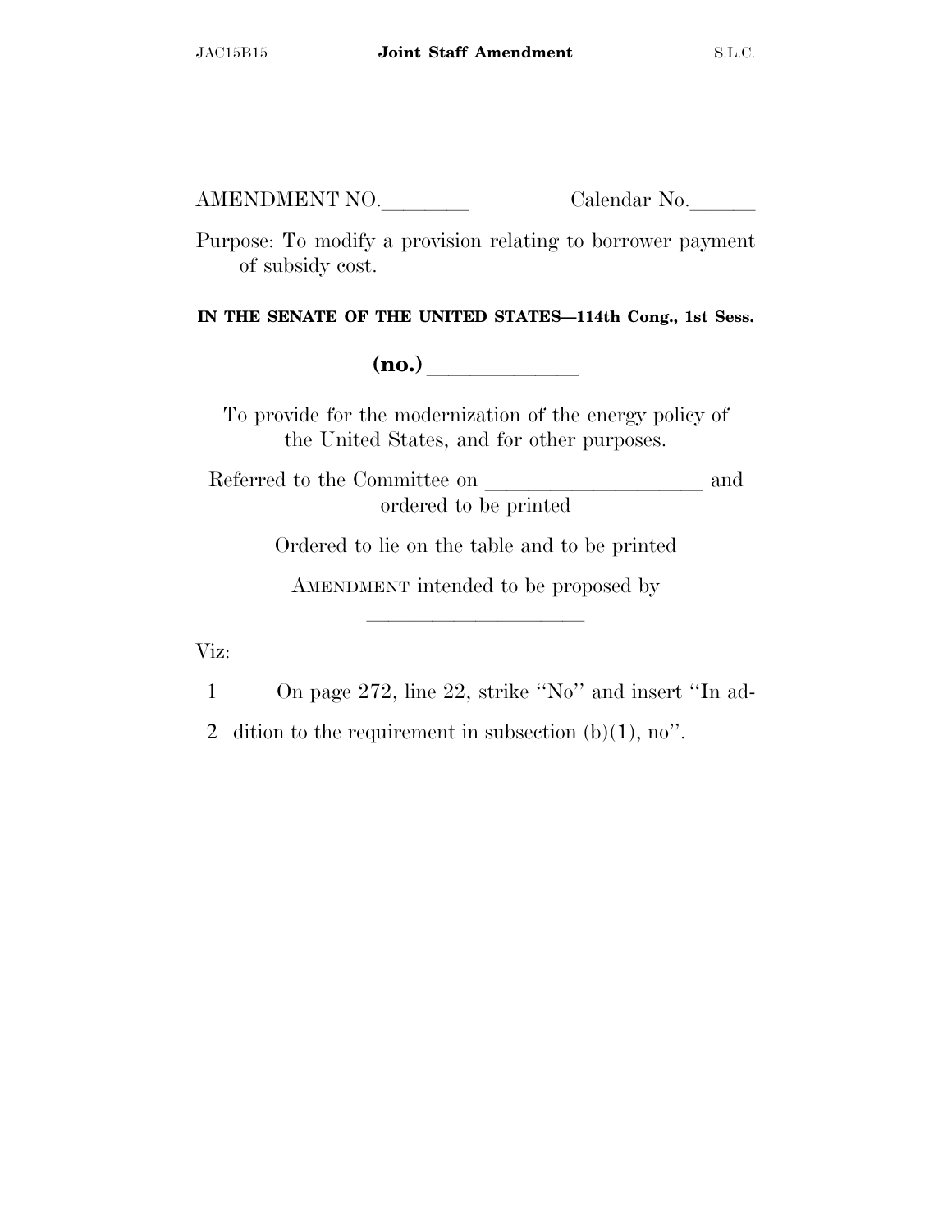AMENDMENT NO.\_\_\_\_\_\_\_\_ Calendar No.\_\_\_\_\_\_

Purpose: To modify a provision relating to borrower payment of subsidy cost.

**IN THE SENATE OF THE UNITED STATES—114th Cong., 1st Sess.**

**(no.)** \_\_\_\_\_\_\_\_\_\_\_\_\_

To provide for the modernization of the energy policy of the United States, and for other purposes.

Referred to the Committee on \_\_\_\_\_\_\_\_\_\_\_\_\_\_\_\_\_\_\_\_ and ordered to be printed

Ordered to lie on the table and to be printed

AMENDMENT intended to be proposed by \_\_\_\_\_\_\_\_\_\_\_\_\_\_\_\_\_\_\_\_

Viz:

1 On page 272, line 22, strike "No" and insert "In ad-
2 dition to the requirement in subsection (b)(1), no".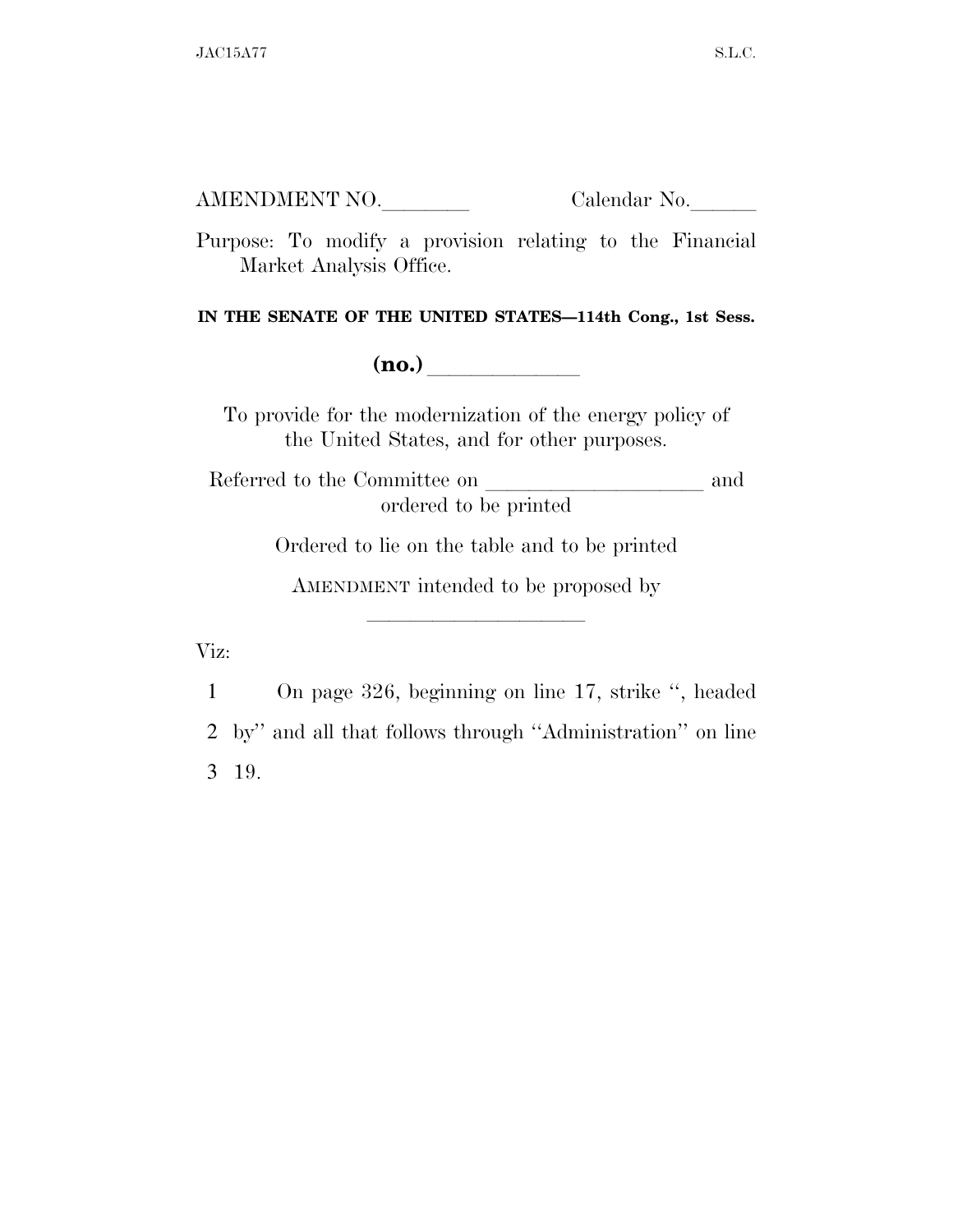AMENDMENT NO.________ Calendar No.______

Purpose: To modify a provision relating to the Financial Market Analysis Office.

**IN THE SENATE OF THE UNITED STATES—114th Cong., 1st Sess.**

**(no.)** ____________

To provide for the modernization of the energy policy of the United States, and for other purposes.

Referred to the Committee on ____________________ and ordered to be printed

Ordered to lie on the table and to be printed

AMENDMENT intended to be proposed by ____________________

Viz:

1 On page 326, beginning on line 17, strike '', headed
2 by'' and all that follows through ''Administration'' on line
3 19.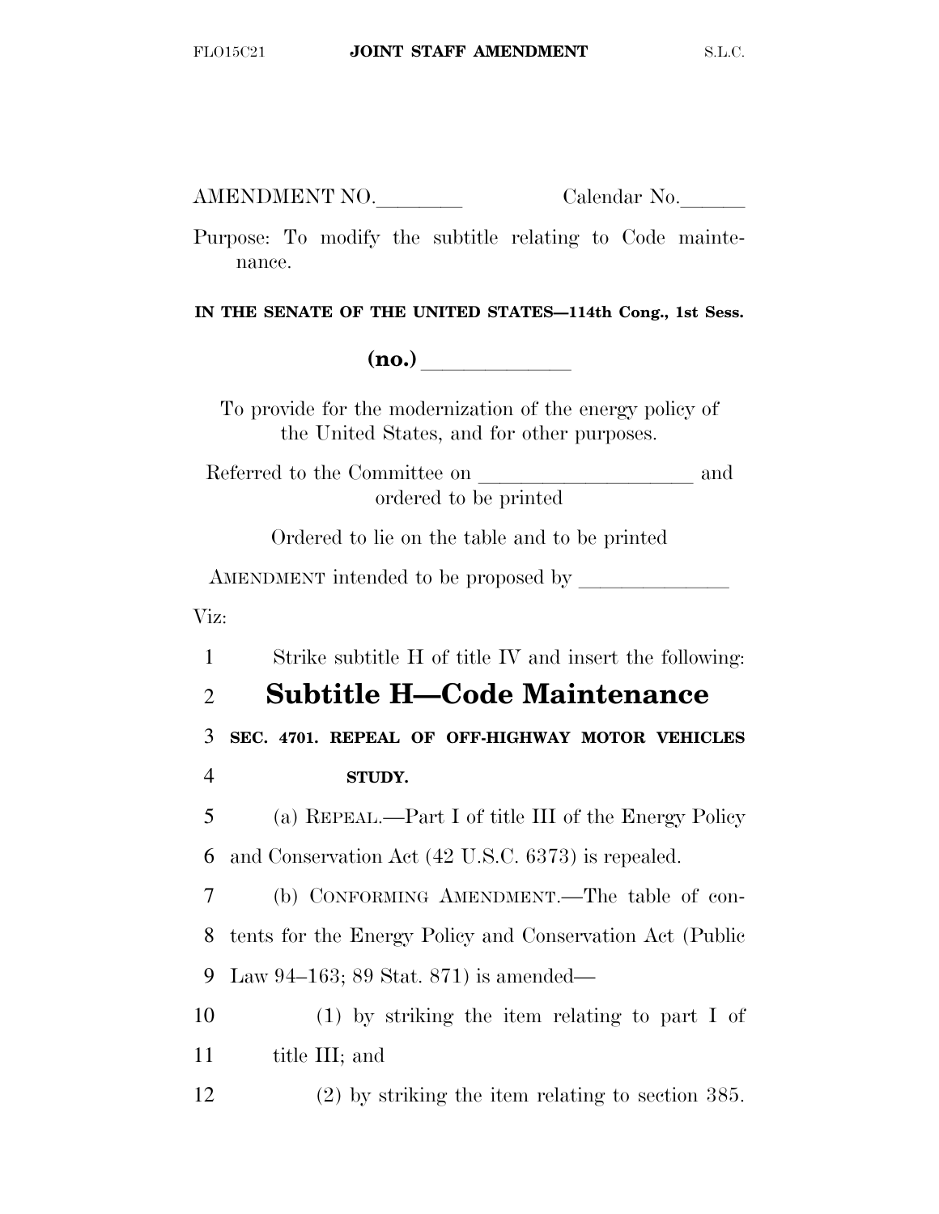AMENDMENT NO.________ Calendar No.______

Purpose: To modify the subtitle relating to Code maintenance.

**IN THE SENATE OF THE UNITED STATES—114th Cong., 1st Sess.**

**(no.)** ____________

To provide for the modernization of the energy policy of the United States, and for other purposes.

Referred to the Committee on ________________ and ordered to be printed

Ordered to lie on the table and to be printed

AMENDMENT intended to be proposed by ____________

Viz:

1 Strike subtitle H of title IV and insert the following:

## 2 Subtitle H—Code Maintenance

3 **SEC. 4701. REPEAL OF OFF-HIGHWAY MOTOR VEHICLES**
4 **STUDY.**

5 (a) REPEAL.—Part I of title III of the Energy Policy
6 and Conservation Act (42 U.S.C. 6373) is repealed.

7 (b) CONFORMING AMENDMENT.—The table of con-
8 tents for the Energy Policy and Conservation Act (Public
9 Law 94–163; 89 Stat. 871) is amended—

10 (1) by striking the item relating to part I of
11 title III; and

12 (2) by striking the item relating to section 385.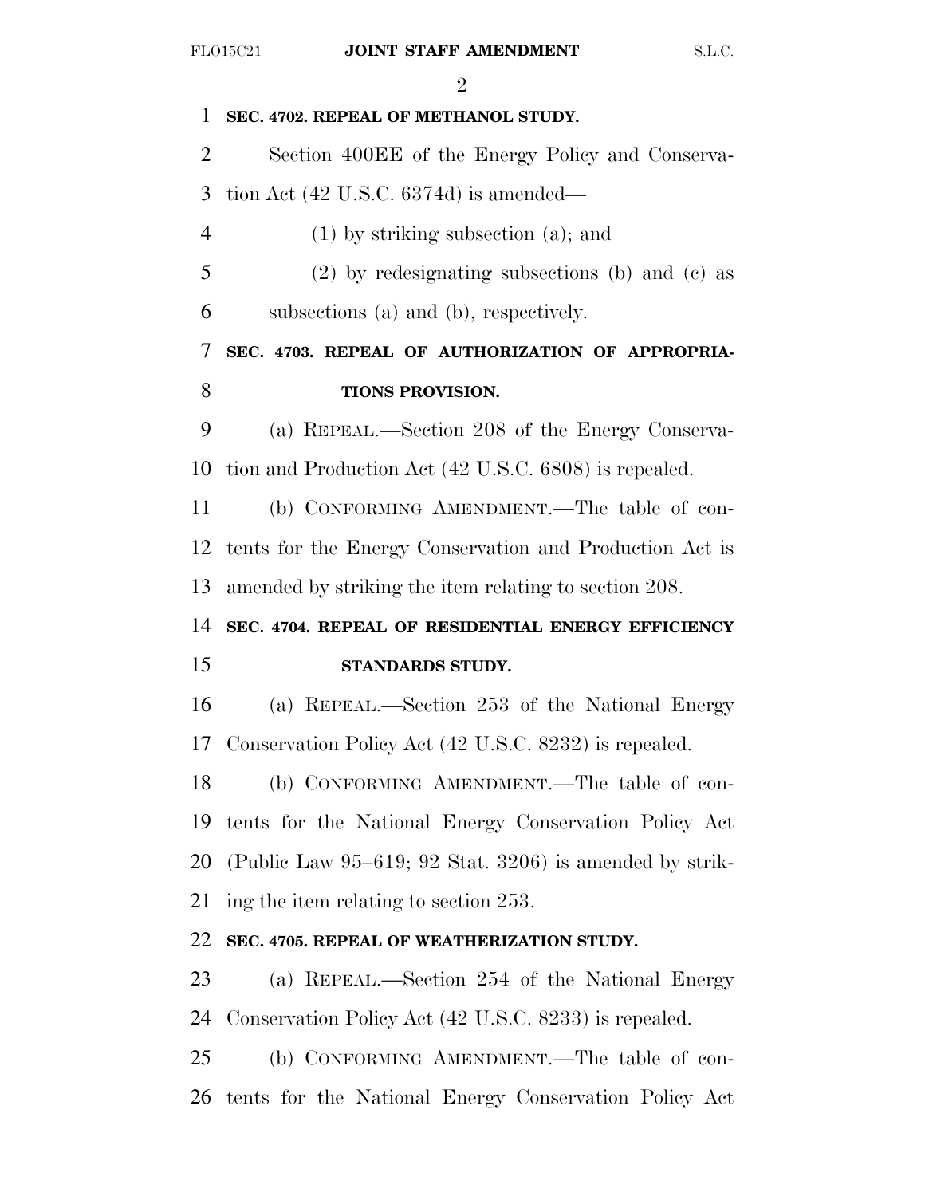**SEC. 4702. REPEAL OF METHANOL STUDY.**

Section 400EE of the Energy Policy and Conservation Act (42 U.S.C. 6374d) is amended—

(1) by striking subsection (a); and

(2) by redesignating subsections (b) and (c) as subsections (a) and (b), respectively.

**SEC. 4703. REPEAL OF AUTHORIZATION OF APPROPRIATIONS PROVISION.**

(a) REPEAL.—Section 208 of the Energy Conservation and Production Act (42 U.S.C. 6808) is repealed.

(b) CONFORMING AMENDMENT.—The table of contents for the Energy Conservation and Production Act is amended by striking the item relating to section 208.

**SEC. 4704. REPEAL OF RESIDENTIAL ENERGY EFFICIENCY STANDARDS STUDY.**

(a) REPEAL.—Section 253 of the National Energy Conservation Policy Act (42 U.S.C. 8232) is repealed.

(b) CONFORMING AMENDMENT.—The table of contents for the National Energy Conservation Policy Act (Public Law 95–619; 92 Stat. 3206) is amended by striking the item relating to section 253.

**SEC. 4705. REPEAL OF WEATHERIZATION STUDY.**

(a) REPEAL.—Section 254 of the National Energy Conservation Policy Act (42 U.S.C. 8233) is repealed.

(b) CONFORMING AMENDMENT.—The table of contents for the National Energy Conservation Policy Act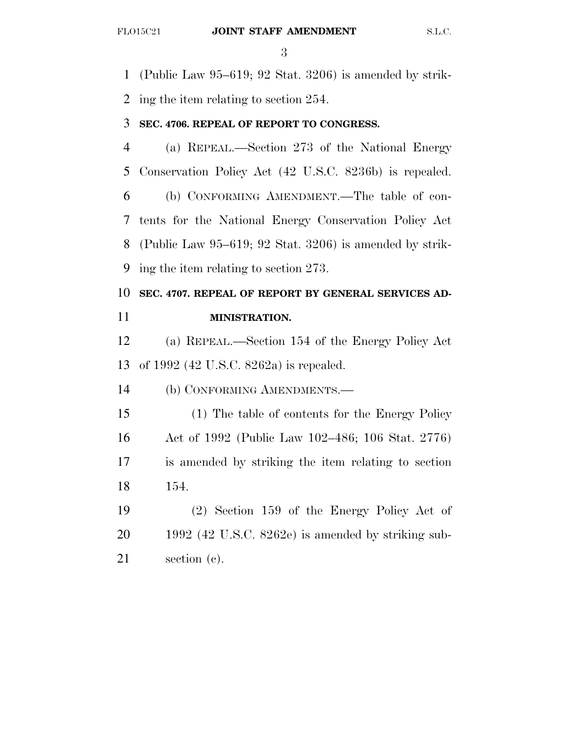(Public Law 95–619; 92 Stat. 3206) is amended by striking the item relating to section 254.

**SEC. 4706. REPEAL OF REPORT TO CONGRESS.**

(a) REPEAL.—Section 273 of the National Energy Conservation Policy Act (42 U.S.C. 8236b) is repealed.

(b) CONFORMING AMENDMENT.—The table of contents for the National Energy Conservation Policy Act (Public Law 95–619; 92 Stat. 3206) is amended by striking the item relating to section 273.

**SEC. 4707. REPEAL OF REPORT BY GENERAL SERVICES ADMINISTRATION.**

(a) REPEAL.—Section 154 of the Energy Policy Act of 1992 (42 U.S.C. 8262a) is repealed.

(b) CONFORMING AMENDMENTS.—

(1) The table of contents for the Energy Policy Act of 1992 (Public Law 102–486; 106 Stat. 2776) is amended by striking the item relating to section 154.

(2) Section 159 of the Energy Policy Act of 1992 (42 U.S.C. 8262e) is amended by striking subsection (c).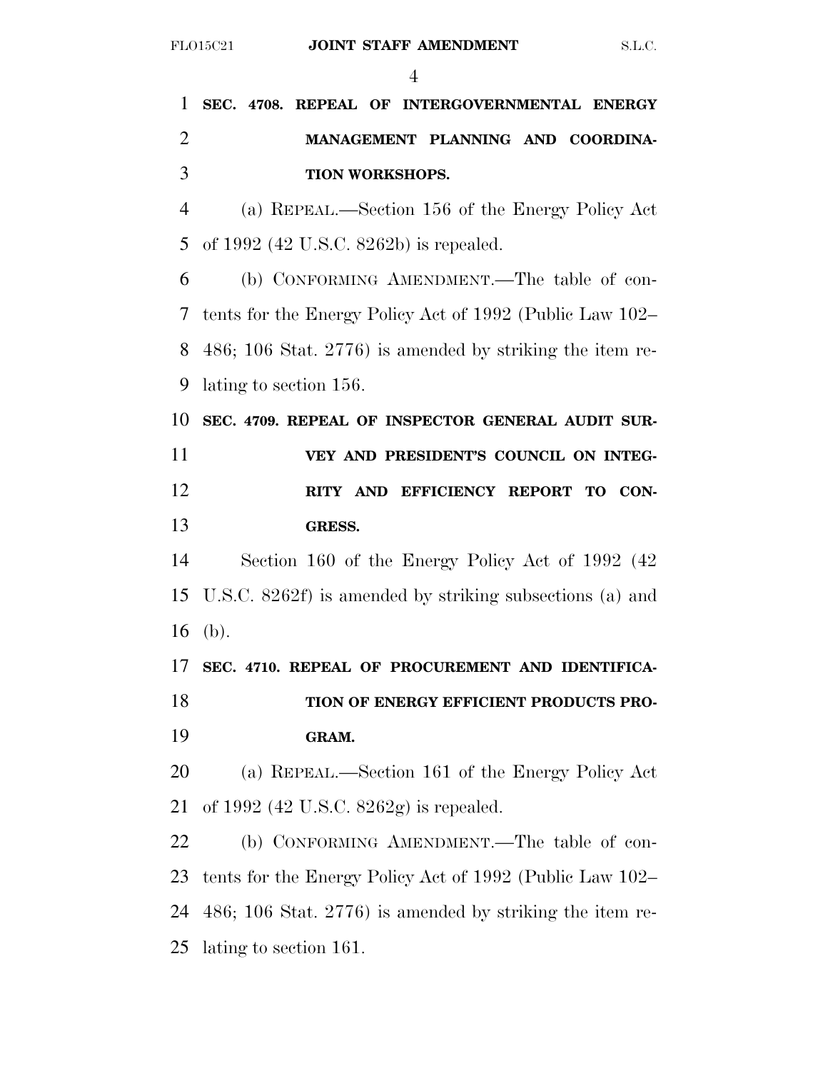**SEC. 4708. REPEAL OF INTERGOVERNMENTAL ENERGY MANAGEMENT PLANNING AND COORDINATION WORKSHOPS.**

(a) REPEAL.—Section 156 of the Energy Policy Act of 1992 (42 U.S.C. 8262b) is repealed.

(b) CONFORMING AMENDMENT.—The table of contents for the Energy Policy Act of 1992 (Public Law 102–486; 106 Stat. 2776) is amended by striking the item relating to section 156.

**SEC. 4709. REPEAL OF INSPECTOR GENERAL AUDIT SURVEY AND PRESIDENT'S COUNCIL ON INTEGRITY AND EFFICIENCY REPORT TO CONGRESS.**

Section 160 of the Energy Policy Act of 1992 (42 U.S.C. 8262f) is amended by striking subsections (a) and (b).

**SEC. 4710. REPEAL OF PROCUREMENT AND IDENTIFICATION OF ENERGY EFFICIENT PRODUCTS PROGRAM.**

(a) REPEAL.—Section 161 of the Energy Policy Act of 1992 (42 U.S.C. 8262g) is repealed.

(b) CONFORMING AMENDMENT.—The table of contents for the Energy Policy Act of 1992 (Public Law 102–486; 106 Stat. 2776) is amended by striking the item relating to section 161.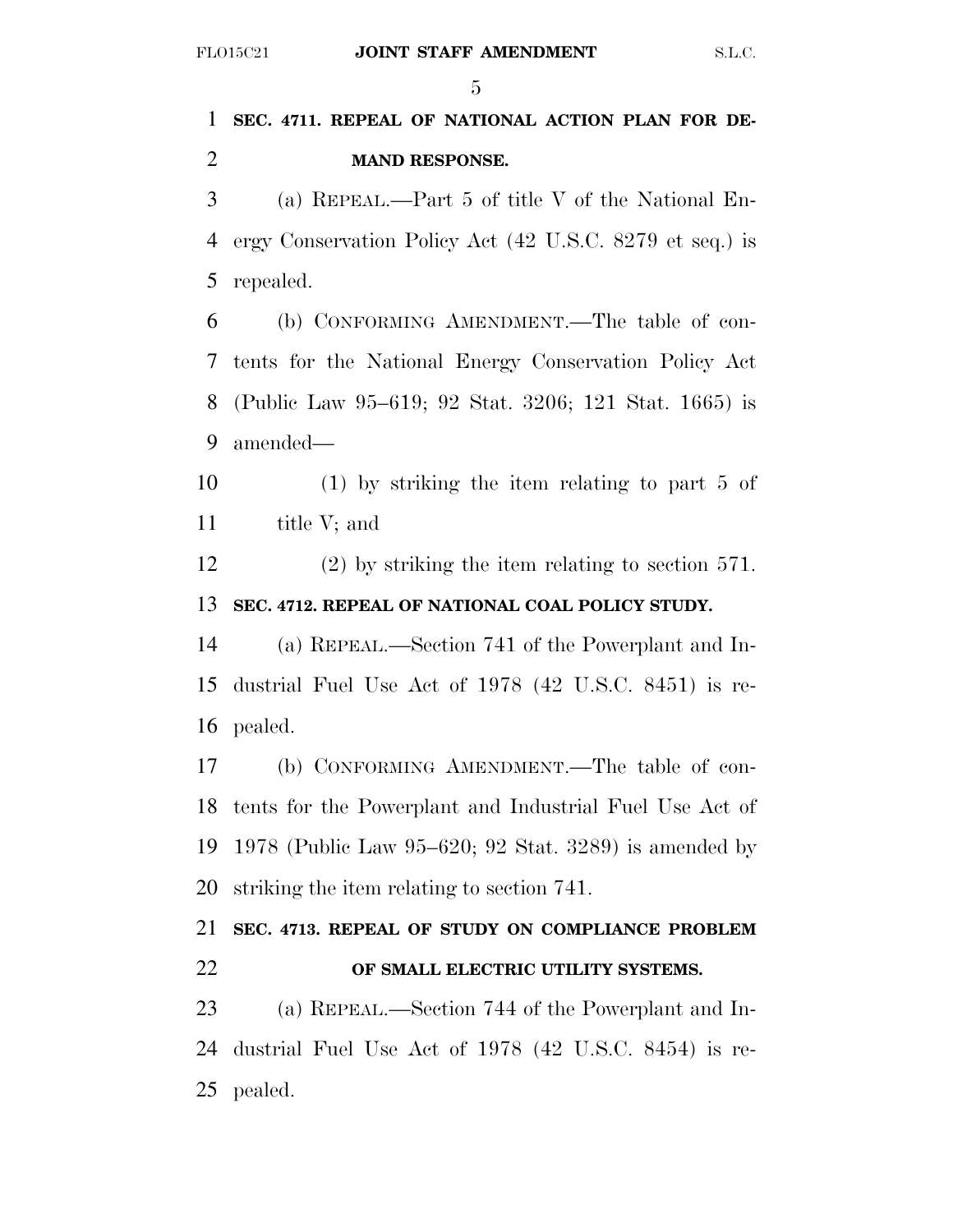**SEC. 4711. REPEAL OF NATIONAL ACTION PLAN FOR DEMAND RESPONSE.**

(a) REPEAL.—Part 5 of title V of the National Energy Conservation Policy Act (42 U.S.C. 8279 et seq.) is repealed.

(b) CONFORMING AMENDMENT.—The table of contents for the National Energy Conservation Policy Act (Public Law 95–619; 92 Stat. 3206; 121 Stat. 1665) is amended—

(1) by striking the item relating to part 5 of title V; and

(2) by striking the item relating to section 571.

**SEC. 4712. REPEAL OF NATIONAL COAL POLICY STUDY.**

(a) REPEAL.—Section 741 of the Powerplant and Industrial Fuel Use Act of 1978 (42 U.S.C. 8451) is repealed.

(b) CONFORMING AMENDMENT.—The table of contents for the Powerplant and Industrial Fuel Use Act of 1978 (Public Law 95–620; 92 Stat. 3289) is amended by striking the item relating to section 741.

**SEC. 4713. REPEAL OF STUDY ON COMPLIANCE PROBLEM OF SMALL ELECTRIC UTILITY SYSTEMS.**

(a) REPEAL.—Section 744 of the Powerplant and Industrial Fuel Use Act of 1978 (42 U.S.C. 8454) is repealed.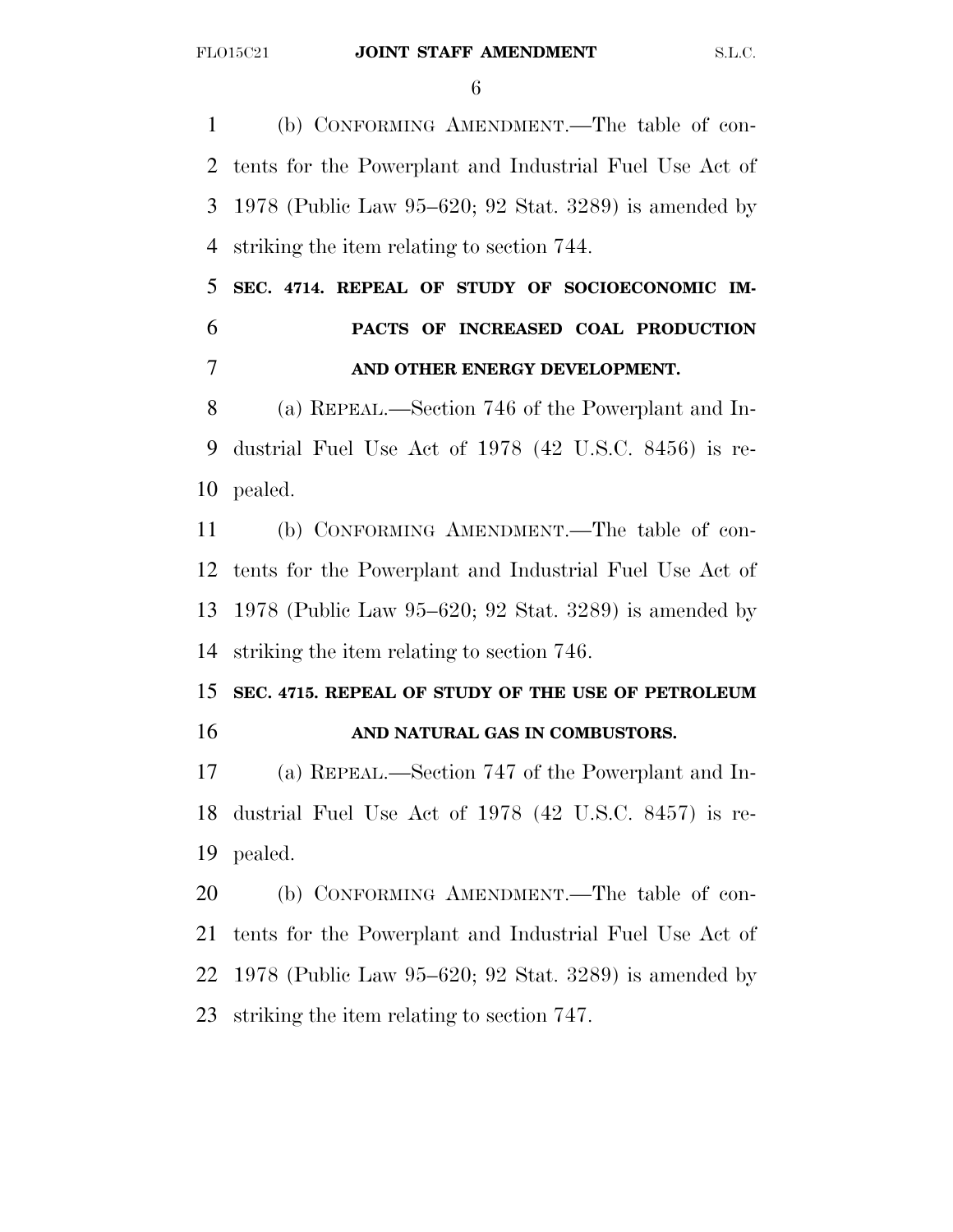(b) CONFORMING AMENDMENT.—The table of contents for the Powerplant and Industrial Fuel Use Act of 1978 (Public Law 95–620; 92 Stat. 3289) is amended by striking the item relating to section 744.

### SEC. 4714. REPEAL OF STUDY OF SOCIOECONOMIC IMPACTS OF INCREASED COAL PRODUCTION AND OTHER ENERGY DEVELOPMENT.

(a) REPEAL.—Section 746 of the Powerplant and Industrial Fuel Use Act of 1978 (42 U.S.C. 8456) is repealed.

(b) CONFORMING AMENDMENT.—The table of contents for the Powerplant and Industrial Fuel Use Act of 1978 (Public Law 95–620; 92 Stat. 3289) is amended by striking the item relating to section 746.

### SEC. 4715. REPEAL OF STUDY OF THE USE OF PETROLEUM AND NATURAL GAS IN COMBUSTORS.

(a) REPEAL.—Section 747 of the Powerplant and Industrial Fuel Use Act of 1978 (42 U.S.C. 8457) is repealed.

(b) CONFORMING AMENDMENT.—The table of contents for the Powerplant and Industrial Fuel Use Act of 1978 (Public Law 95–620; 92 Stat. 3289) is amended by striking the item relating to section 747.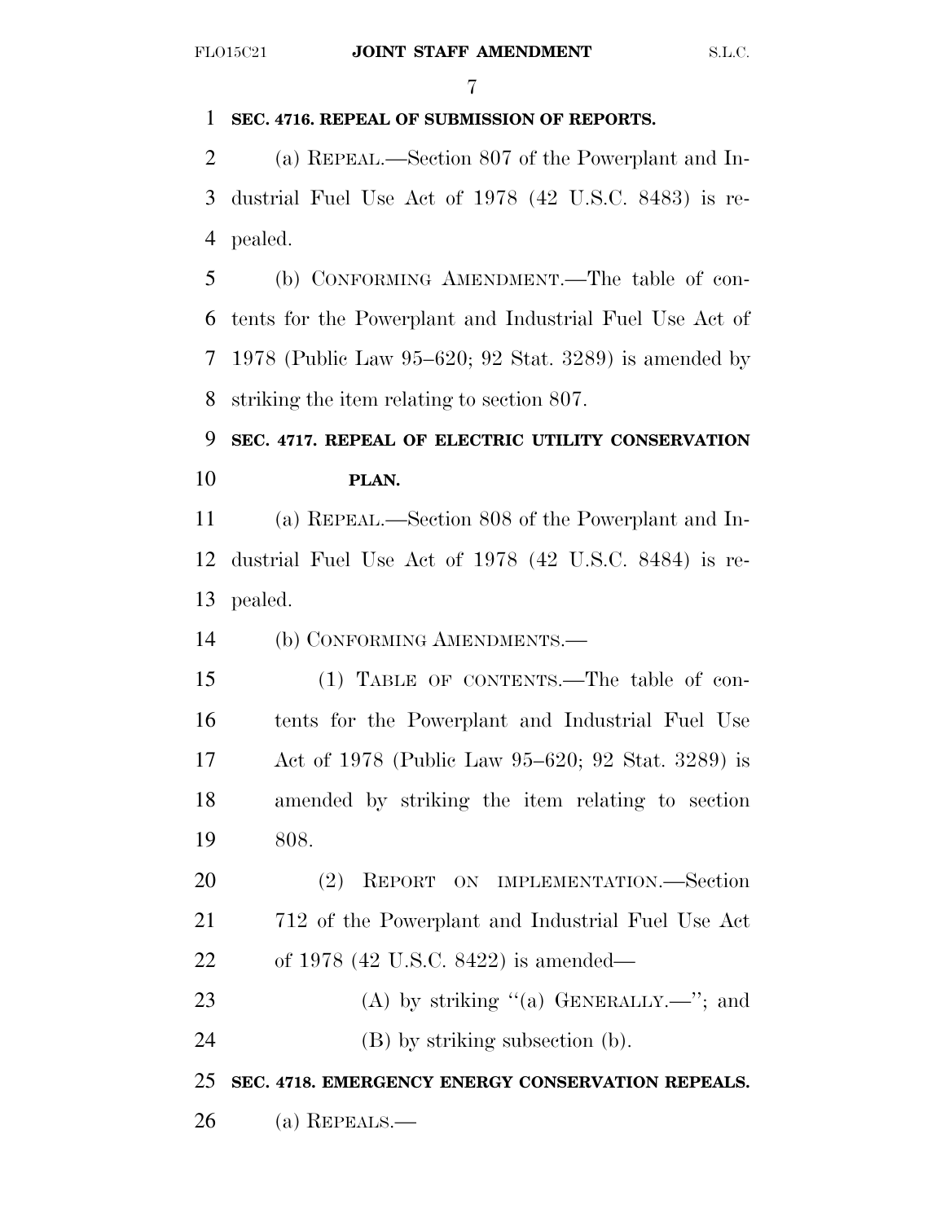**SEC. 4716. REPEAL OF SUBMISSION OF REPORTS.**

(a) REPEAL.—Section 807 of the Powerplant and Industrial Fuel Use Act of 1978 (42 U.S.C. 8483) is repealed.

(b) CONFORMING AMENDMENT.—The table of contents for the Powerplant and Industrial Fuel Use Act of 1978 (Public Law 95–620; 92 Stat. 3289) is amended by striking the item relating to section 807.

**SEC. 4717. REPEAL OF ELECTRIC UTILITY CONSERVATION PLAN.**

(a) REPEAL.—Section 808 of the Powerplant and Industrial Fuel Use Act of 1978 (42 U.S.C. 8484) is repealed.

(b) CONFORMING AMENDMENTS.—

(1) TABLE OF CONTENTS.—The table of contents for the Powerplant and Industrial Fuel Use Act of 1978 (Public Law 95–620; 92 Stat. 3289) is amended by striking the item relating to section 808.

(2) REPORT ON IMPLEMENTATION.—Section 712 of the Powerplant and Industrial Fuel Use Act of 1978 (42 U.S.C. 8422) is amended—

(A) by striking "(a) GENERALLY.—"; and

(B) by striking subsection (b).

**SEC. 4718. EMERGENCY ENERGY CONSERVATION REPEALS.**

(a) REPEALS.—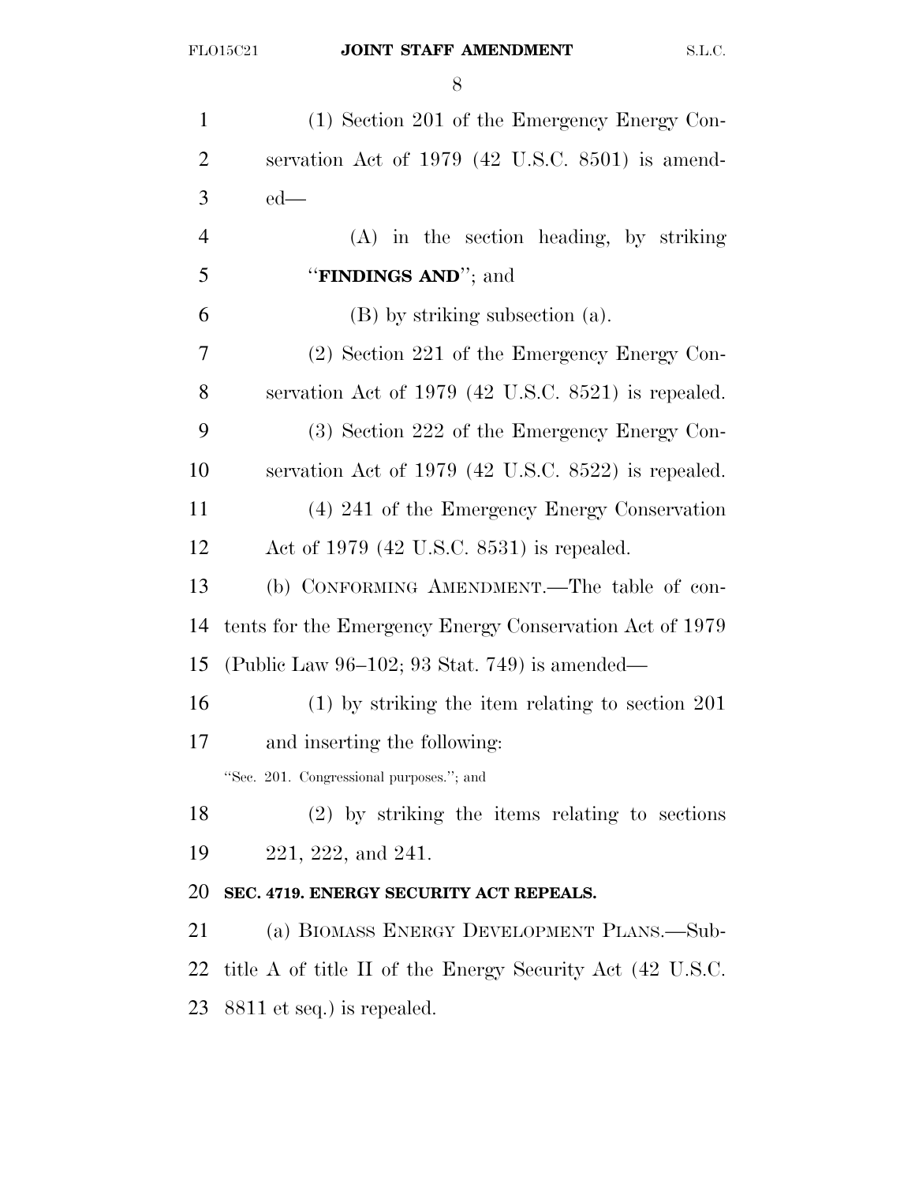(1) Section 201 of the Emergency Energy Conservation Act of 1979 (42 U.S.C. 8501) is amended—

(A) in the section heading, by striking ''**FINDINGS AND**''; and

(B) by striking subsection (a).

(2) Section 221 of the Emergency Energy Conservation Act of 1979 (42 U.S.C. 8521) is repealed.

(3) Section 222 of the Emergency Energy Conservation Act of 1979 (42 U.S.C. 8522) is repealed.

(4) 241 of the Emergency Energy Conservation Act of 1979 (42 U.S.C. 8531) is repealed.

(b) CONFORMING AMENDMENT.—The table of contents for the Emergency Energy Conservation Act of 1979 (Public Law 96–102; 93 Stat. 749) is amended—

(1) by striking the item relating to section 201 and inserting the following:

''Sec. 201. Congressional purposes.''; and

(2) by striking the items relating to sections 221, 222, and 241.

**SEC. 4719. ENERGY SECURITY ACT REPEALS.**

(a) BIOMASS ENERGY DEVELOPMENT PLANS.—Subtitle A of title II of the Energy Security Act (42 U.S.C. 8811 et seq.) is repealed.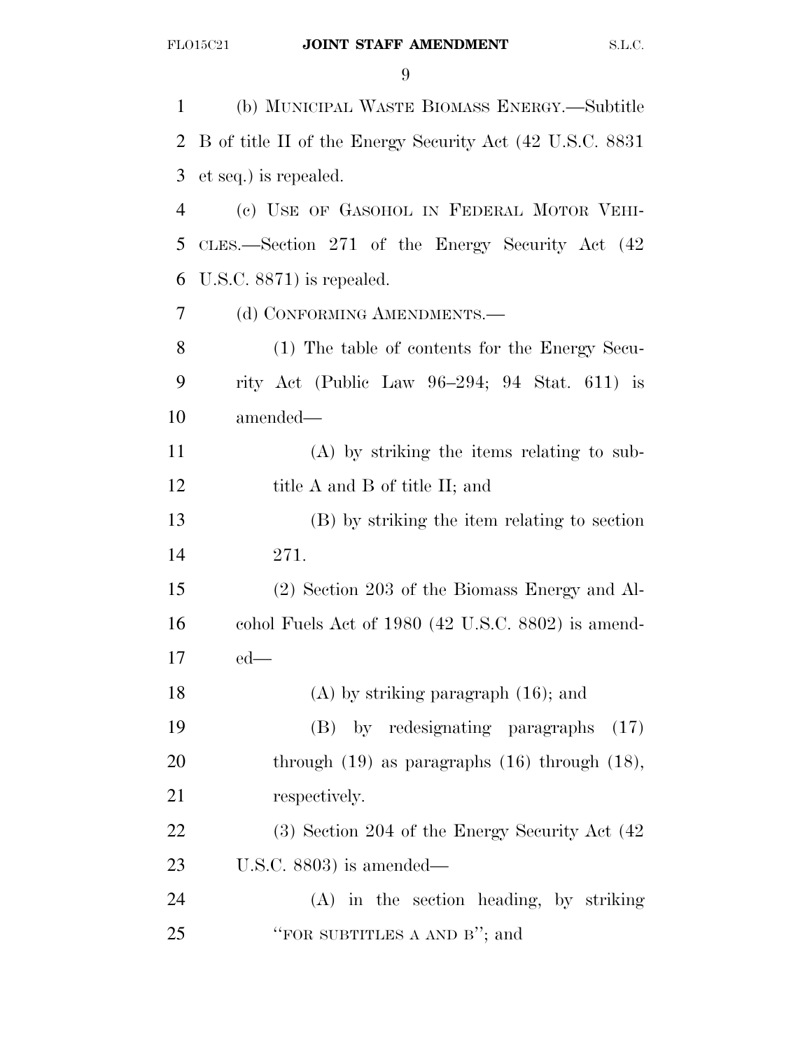(b) MUNICIPAL WASTE BIOMASS ENERGY.—Subtitle B of title II of the Energy Security Act (42 U.S.C. 8831 et seq.) is repealed.

(c) USE OF GASOHOL IN FEDERAL MOTOR VEHICLES.—Section 271 of the Energy Security Act (42 U.S.C. 8871) is repealed.

(d) CONFORMING AMENDMENTS.—

(1) The table of contents for the Energy Security Act (Public Law 96–294; 94 Stat. 611) is amended—

(A) by striking the items relating to subtitle A and B of title II; and

(B) by striking the item relating to section 271.

(2) Section 203 of the Biomass Energy and Alcohol Fuels Act of 1980 (42 U.S.C. 8802) is amended—

(A) by striking paragraph (16); and

(B) by redesignating paragraphs (17) through (19) as paragraphs (16) through (18), respectively.

(3) Section 204 of the Energy Security Act (42 U.S.C. 8803) is amended—

(A) in the section heading, by striking ''FOR SUBTITLES A AND B''; and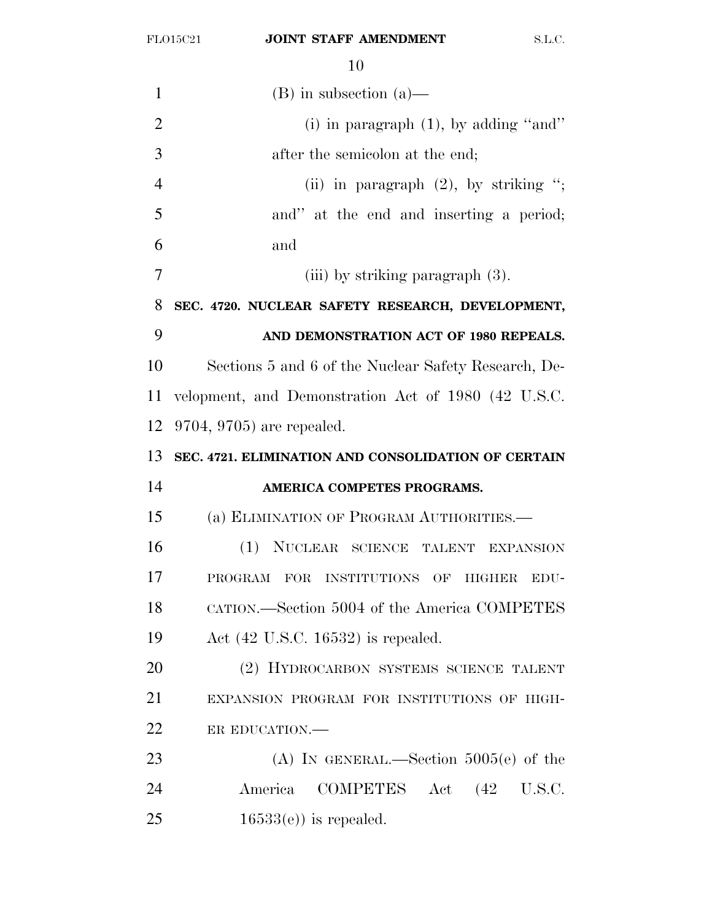(B) in subsection (a)—

(i) in paragraph (1), by adding "and" after the semicolon at the end;

(ii) in paragraph (2), by striking "; and" at the end and inserting a period; and

(iii) by striking paragraph (3).

**SEC. 4720. NUCLEAR SAFETY RESEARCH, DEVELOPMENT, AND DEMONSTRATION ACT OF 1980 REPEALS.**

Sections 5 and 6 of the Nuclear Safety Research, Development, and Demonstration Act of 1980 (42 U.S.C. 9704, 9705) are repealed.

**SEC. 4721. ELIMINATION AND CONSOLIDATION OF CERTAIN AMERICA COMPETES PROGRAMS.**

(a) ELIMINATION OF PROGRAM AUTHORITIES.—

(1) NUCLEAR SCIENCE TALENT EXPANSION PROGRAM FOR INSTITUTIONS OF HIGHER EDUCATION.—Section 5004 of the America COMPETES Act (42 U.S.C. 16532) is repealed.

(2) HYDROCARBON SYSTEMS SCIENCE TALENT EXPANSION PROGRAM FOR INSTITUTIONS OF HIGHER EDUCATION.—

(A) IN GENERAL.—Section 5005(e) of the America COMPETES Act (42 U.S.C. 16533(e)) is repealed.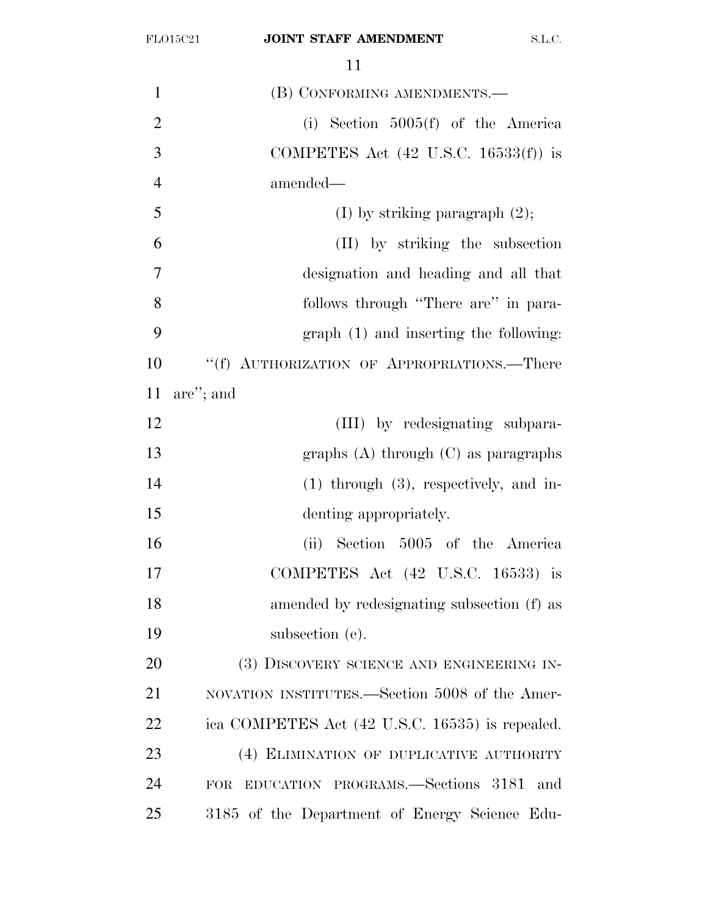(B) CONFORMING AMENDMENTS.—

(i) Section 5005(f) of the America COMPETES Act (42 U.S.C. 16533(f)) is amended—

(I) by striking paragraph (2);

(II) by striking the subsection designation and heading and all that follows through "There are" in paragraph (1) and inserting the following:

"(f) AUTHORIZATION OF APPROPRIATIONS.—There are"; and

(III) by redesignating subparagraphs (A) through (C) as paragraphs (1) through (3), respectively, and indenting appropriately.

(ii) Section 5005 of the America COMPETES Act (42 U.S.C. 16533) is amended by redesignating subsection (f) as subsection (e).

(3) DISCOVERY SCIENCE AND ENGINEERING INNOVATION INSTITUTES.—Section 5008 of the America COMPETES Act (42 U.S.C. 16535) is repealed.

(4) ELIMINATION OF DUPLICATIVE AUTHORITY FOR EDUCATION PROGRAMS.—Sections 3181 and 3185 of the Department of Energy Science Edu-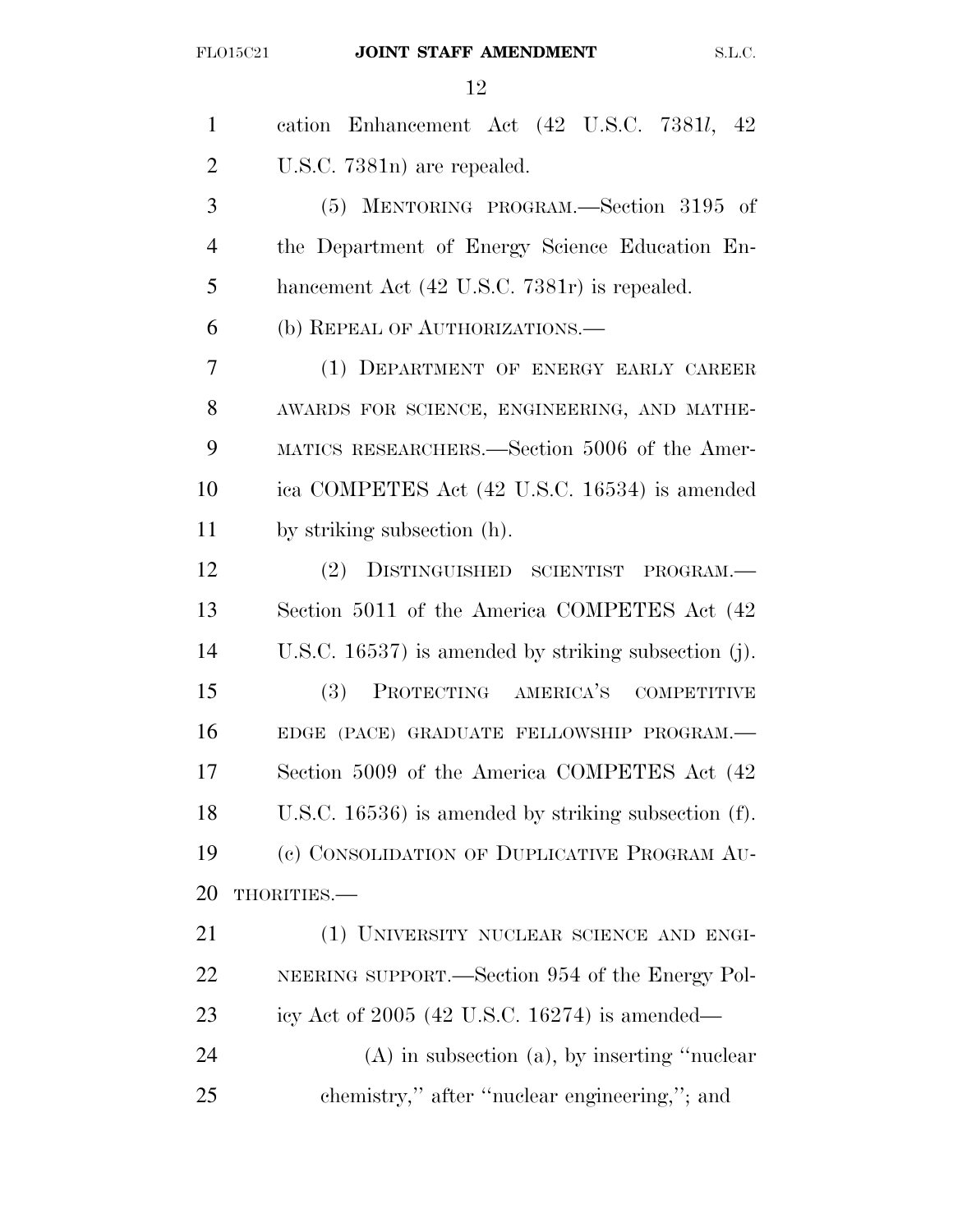cation Enhancement Act (42 U.S.C. 7381*l*, 42 U.S.C. 7381n) are repealed.

(5) MENTORING PROGRAM.—Section 3195 of the Department of Energy Science Education Enhancement Act (42 U.S.C. 7381r) is repealed.

(b) REPEAL OF AUTHORIZATIONS.—

(1) DEPARTMENT OF ENERGY EARLY CAREER AWARDS FOR SCIENCE, ENGINEERING, AND MATHEMATICS RESEARCHERS.—Section 5006 of the America COMPETES Act (42 U.S.C. 16534) is amended by striking subsection (h).

(2) DISTINGUISHED SCIENTIST PROGRAM.—Section 5011 of the America COMPETES Act (42 U.S.C. 16537) is amended by striking subsection (j).

(3) PROTECTING AMERICA'S COMPETITIVE EDGE (PACE) GRADUATE FELLOWSHIP PROGRAM.—Section 5009 of the America COMPETES Act (42 U.S.C. 16536) is amended by striking subsection (f).

(c) CONSOLIDATION OF DUPLICATIVE PROGRAM AUTHORITIES.—

(1) UNIVERSITY NUCLEAR SCIENCE AND ENGINEERING SUPPORT.—Section 954 of the Energy Policy Act of 2005 (42 U.S.C. 16274) is amended—

(A) in subsection (a), by inserting "nuclear chemistry," after "nuclear engineering,"; and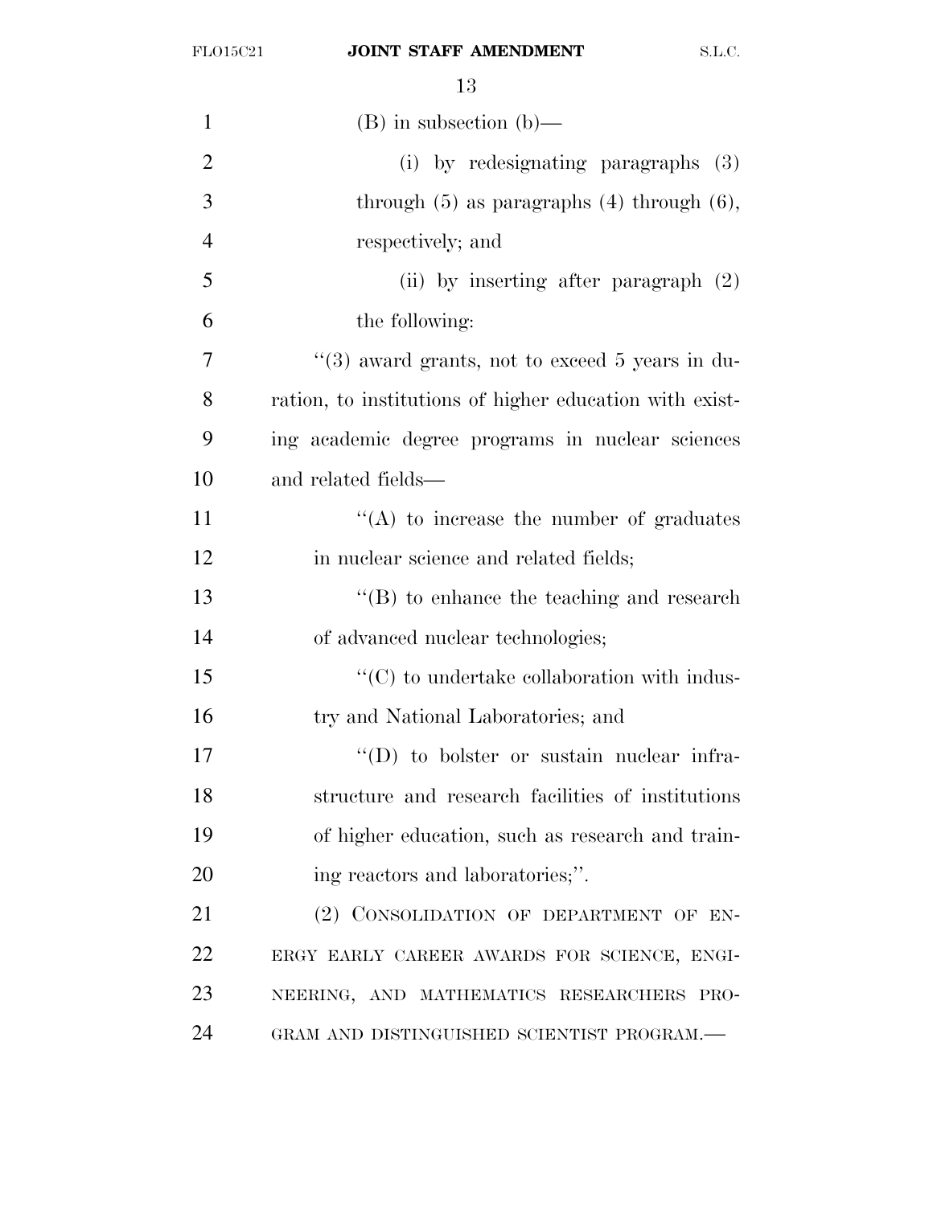(B) in subsection (b)—

(i) by redesignating paragraphs (3) through (5) as paragraphs (4) through (6), respectively; and

(ii) by inserting after paragraph (2) the following:

''(3) award grants, not to exceed 5 years in duration, to institutions of higher education with existing academic degree programs in nuclear sciences and related fields—

''(A) to increase the number of graduates in nuclear science and related fields;

''(B) to enhance the teaching and research of advanced nuclear technologies;

''(C) to undertake collaboration with industry and National Laboratories; and

''(D) to bolster or sustain nuclear infrastructure and research facilities of institutions of higher education, such as research and training reactors and laboratories;''.

(2) CONSOLIDATION OF DEPARTMENT OF ENERGY EARLY CAREER AWARDS FOR SCIENCE, ENGINEERING, AND MATHEMATICS RESEARCHERS PROGRAM AND DISTINGUISHED SCIENTIST PROGRAM.—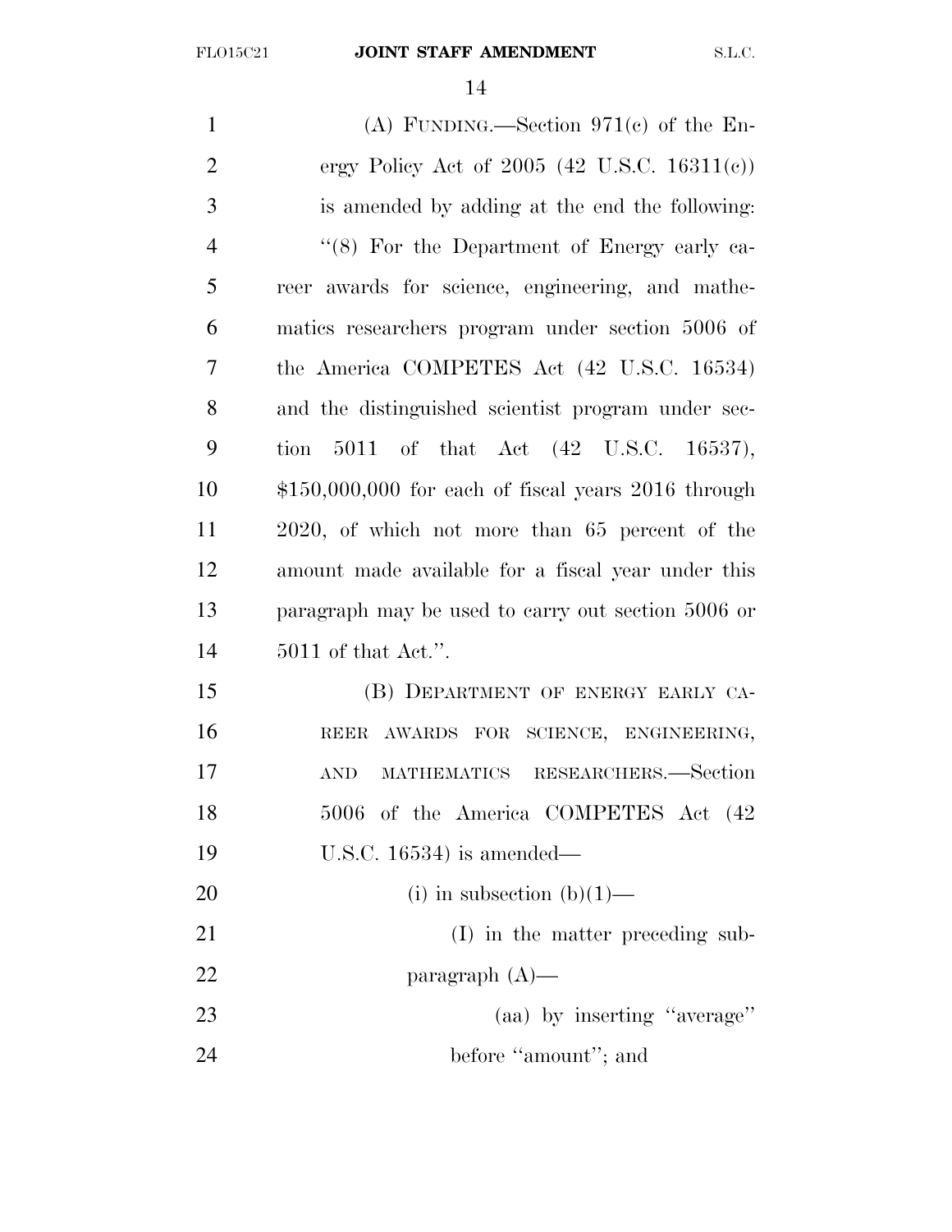(A) FUNDING.—Section 971(c) of the Energy Policy Act of 2005 (42 U.S.C. 16311(c)) is amended by adding at the end the following:

"(8) For the Department of Energy early career awards for science, engineering, and mathematics researchers program under section 5006 of the America COMPETES Act (42 U.S.C. 16534) and the distinguished scientist program under section 5011 of that Act (42 U.S.C. 16537), $150,000,000 for each of fiscal years 2016 through 2020, of which not more than 65 percent of the amount made available for a fiscal year under this paragraph may be used to carry out section 5006 or 5011 of that Act.".

(B) DEPARTMENT OF ENERGY EARLY CAREER AWARDS FOR SCIENCE, ENGINEERING, AND MATHEMATICS RESEARCHERS.—Section 5006 of the America COMPETES Act (42 U.S.C. 16534) is amended—

(i) in subsection (b)(1)—

(I) in the matter preceding subparagraph (A)—

(aa) by inserting "average" before "amount"; and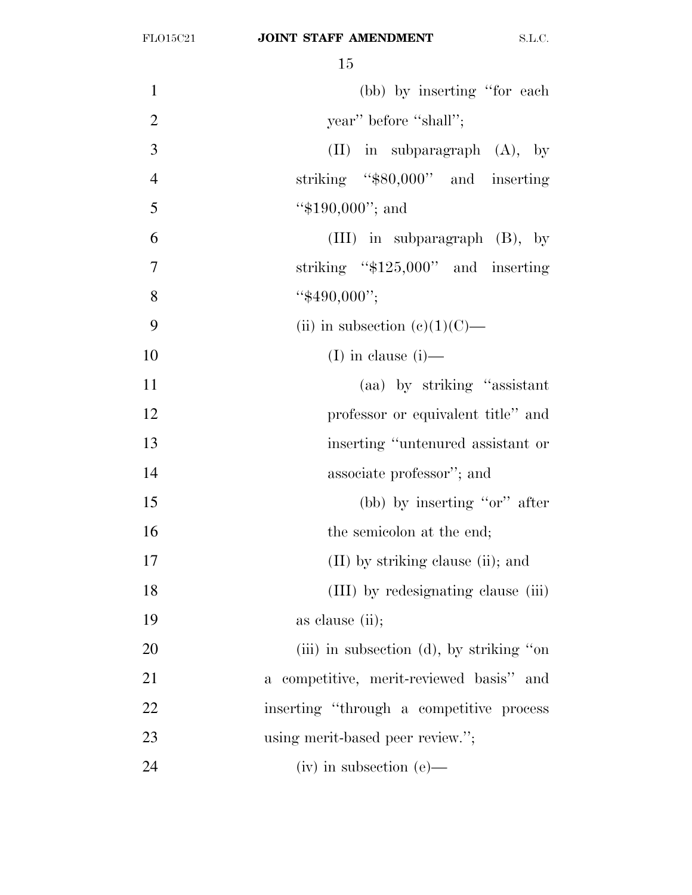(bb) by inserting "for each year" before "shall";

(II) in subparagraph (A), by striking "$80,000" and inserting "$190,000"; and

(III) in subparagraph (B), by striking "$125,000" and inserting "$490,000";

(ii) in subsection (c)(1)(C)—

(I) in clause (i)—

(aa) by striking "assistant professor or equivalent title" and inserting "untenured assistant or associate professor"; and

(bb) by inserting "or" after the semicolon at the end;

(II) by striking clause (ii); and

(III) by redesignating clause (iii) as clause (ii);

(iii) in subsection (d), by striking "on a competitive, merit-reviewed basis" and inserting "through a competitive process using merit-based peer review.";

(iv) in subsection (e)—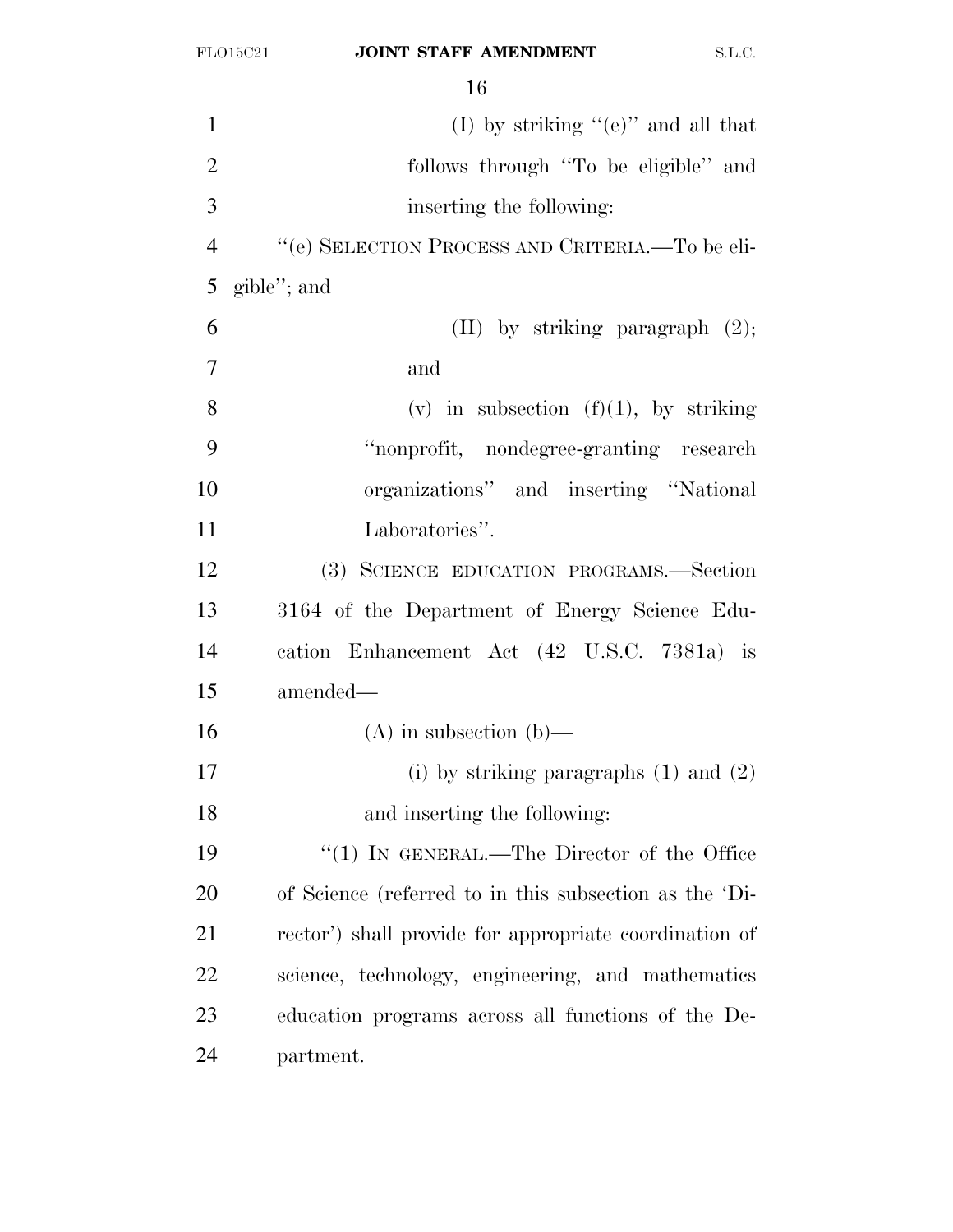(I) by striking ''(e)'' and all that follows through ''To be eligible'' and inserting the following:

''(e) SELECTION PROCESS AND CRITERIA.—To be eligible''; and

(II) by striking paragraph (2); and

(v) in subsection (f)(1), by striking ''nonprofit, nondegree-granting research organizations'' and inserting ''National Laboratories''.

(3) SCIENCE EDUCATION PROGRAMS.—Section 3164 of the Department of Energy Science Education Enhancement Act (42 U.S.C. 7381a) is amended—

(A) in subsection (b)—

(i) by striking paragraphs (1) and (2) and inserting the following:

''(1) IN GENERAL.—The Director of the Office of Science (referred to in this subsection as the 'Director') shall provide for appropriate coordination of science, technology, engineering, and mathematics education programs across all functions of the Department.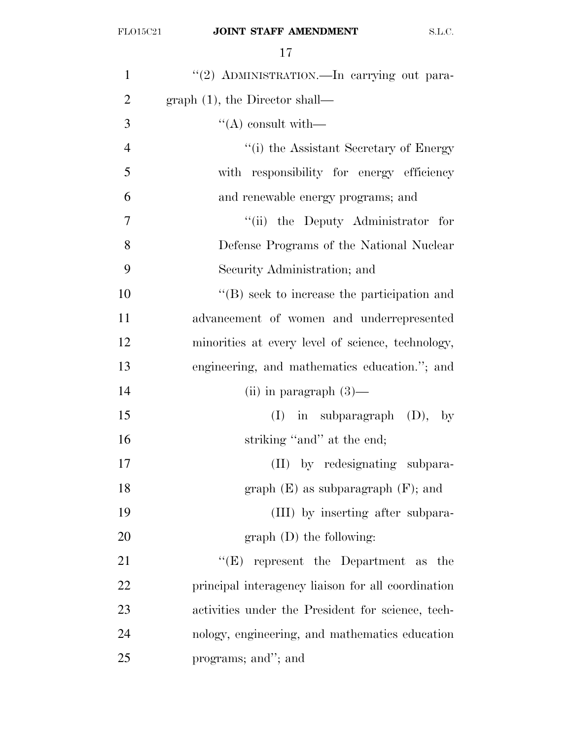''(2) ADMINISTRATION.—In carrying out paragraph (1), the Director shall—

''(A) consult with—

''(i) the Assistant Secretary of Energy with responsibility for energy efficiency and renewable energy programs; and

''(ii) the Deputy Administrator for Defense Programs of the National Nuclear Security Administration; and

''(B) seek to increase the participation and advancement of women and underrepresented minorities at every level of science, technology, engineering, and mathematics education.''; and

(ii) in paragraph (3)—

(I) in subparagraph (D), by striking ''and'' at the end;

(II) by redesignating subparagraph (E) as subparagraph (F); and

(III) by inserting after subparagraph (D) the following:

''(E) represent the Department as the principal interagency liaison for all coordination activities under the President for science, technology, engineering, and mathematics education programs; and''; and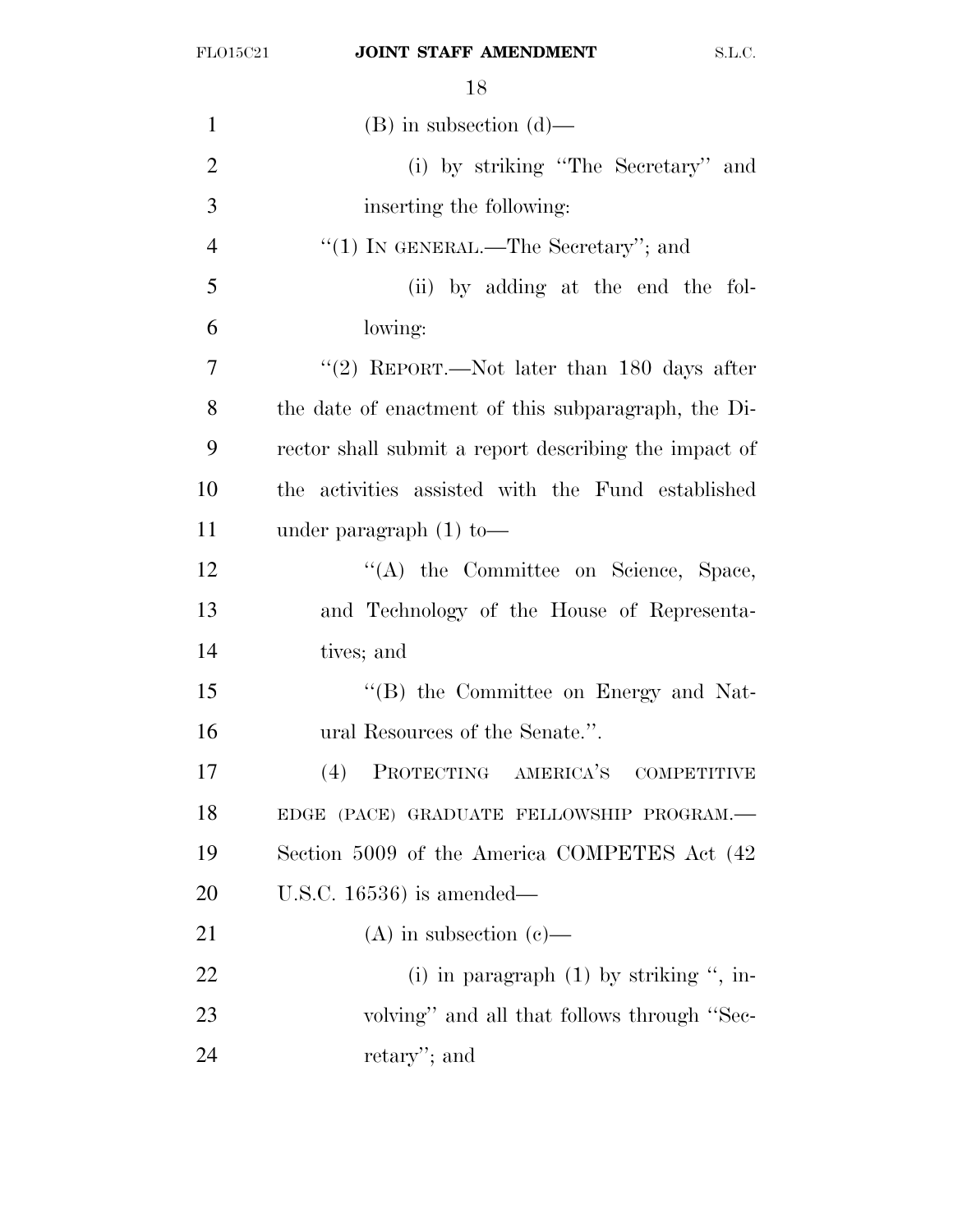(B) in subsection (d)—

(i) by striking ''The Secretary'' and inserting the following:

''(1) IN GENERAL.—The Secretary''; and

(ii) by adding at the end the following:

''(2) REPORT.—Not later than 180 days after the date of enactment of this subparagraph, the Director shall submit a report describing the impact of the activities assisted with the Fund established under paragraph (1) to—

''(A) the Committee on Science, Space, and Technology of the House of Representatives; and

''(B) the Committee on Energy and Natural Resources of the Senate.''.

(4) PROTECTING AMERICA'S COMPETITIVE EDGE (PACE) GRADUATE FELLOWSHIP PROGRAM.—Section 5009 of the America COMPETES Act (42 U.S.C. 16536) is amended—

(A) in subsection (c)—

(i) in paragraph (1) by striking '', involving'' and all that follows through ''Secretary''; and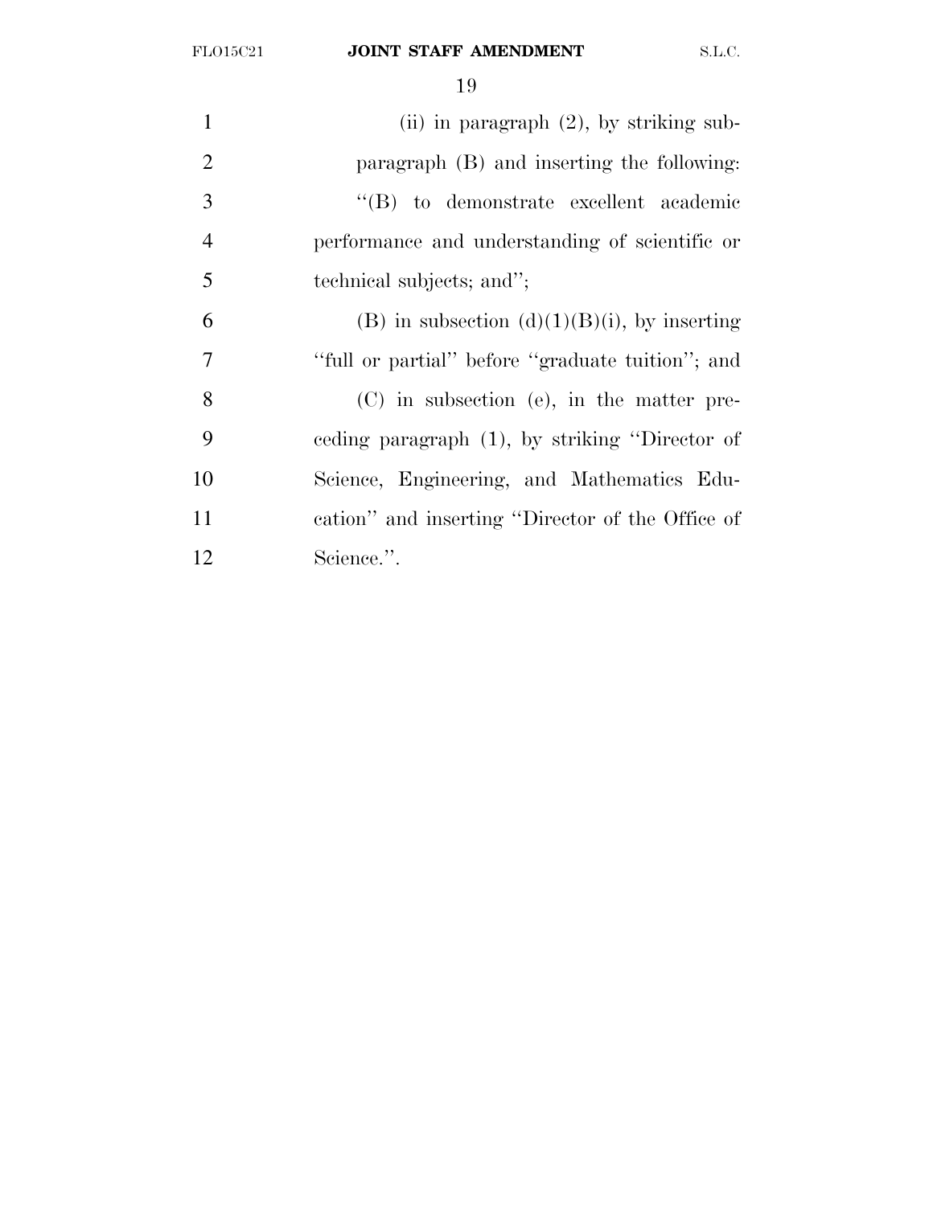(ii) in paragraph (2), by striking subparagraph (B) and inserting the following:

"(B) to demonstrate excellent academic performance and understanding of scientific or technical subjects; and";

(B) in subsection (d)(1)(B)(i), by inserting "full or partial" before "graduate tuition"; and

(C) in subsection (e), in the matter preceding paragraph (1), by striking "Director of Science, Engineering, and Mathematics Education" and inserting "Director of the Office of Science.".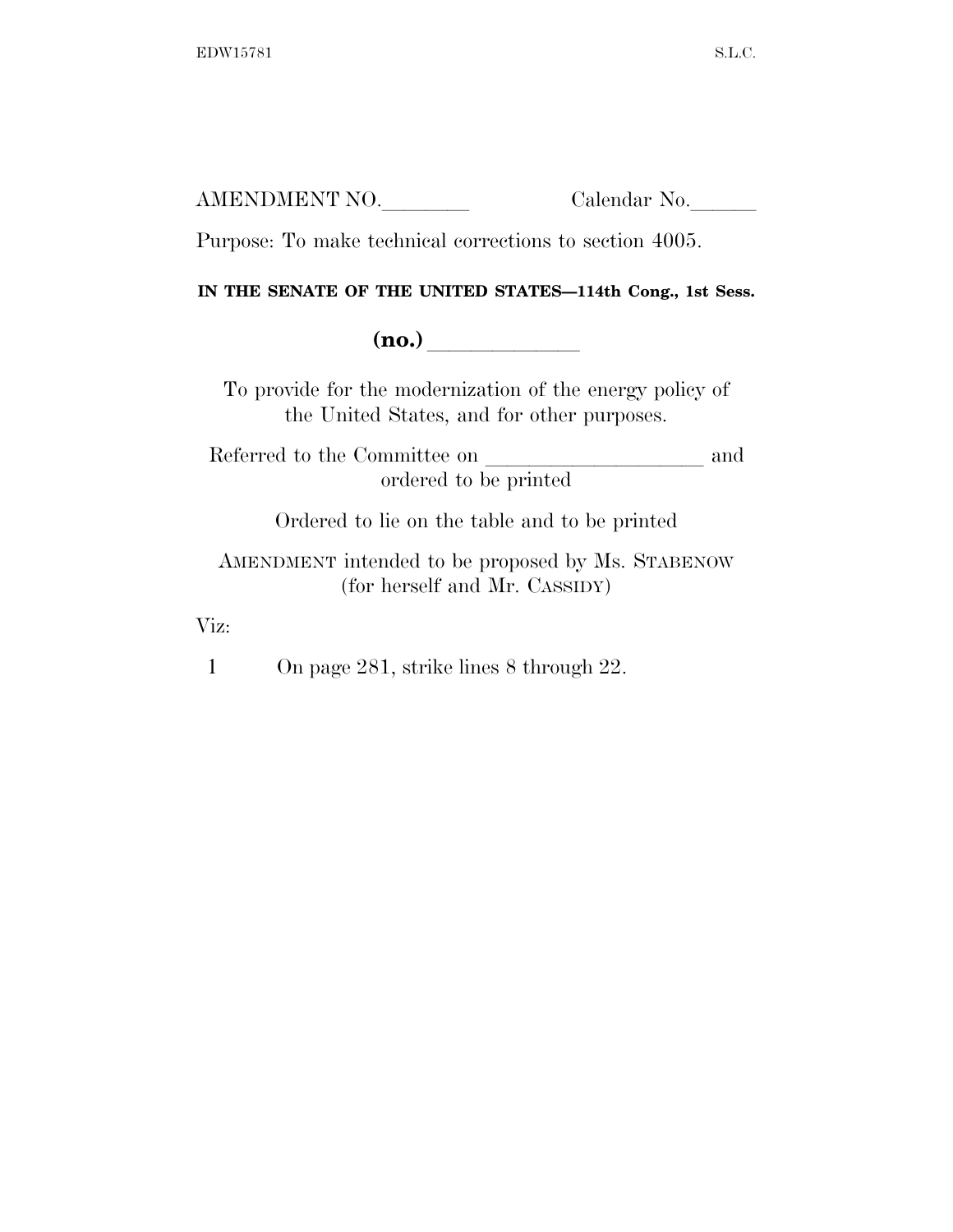AMENDMENT NO.\_\_\_\_\_\_\_\_ Calendar No.\_\_\_\_\_\_

Purpose: To make technical corrections to section 4005.

**IN THE SENATE OF THE UNITED STATES—114th Cong., 1st Sess.**

**(no.)** \_\_\_\_\_\_\_\_\_\_\_\_\_

To provide for the modernization of the energy policy of the United States, and for other purposes.

Referred to the Committee on \_\_\_\_\_\_\_\_\_\_\_\_\_\_\_\_\_\_\_\_ and ordered to be printed

Ordered to lie on the table and to be printed

AMENDMENT intended to be proposed by Ms. STABENOW (for herself and Mr. CASSIDY)

Viz:

1 On page 281, strike lines 8 through 22.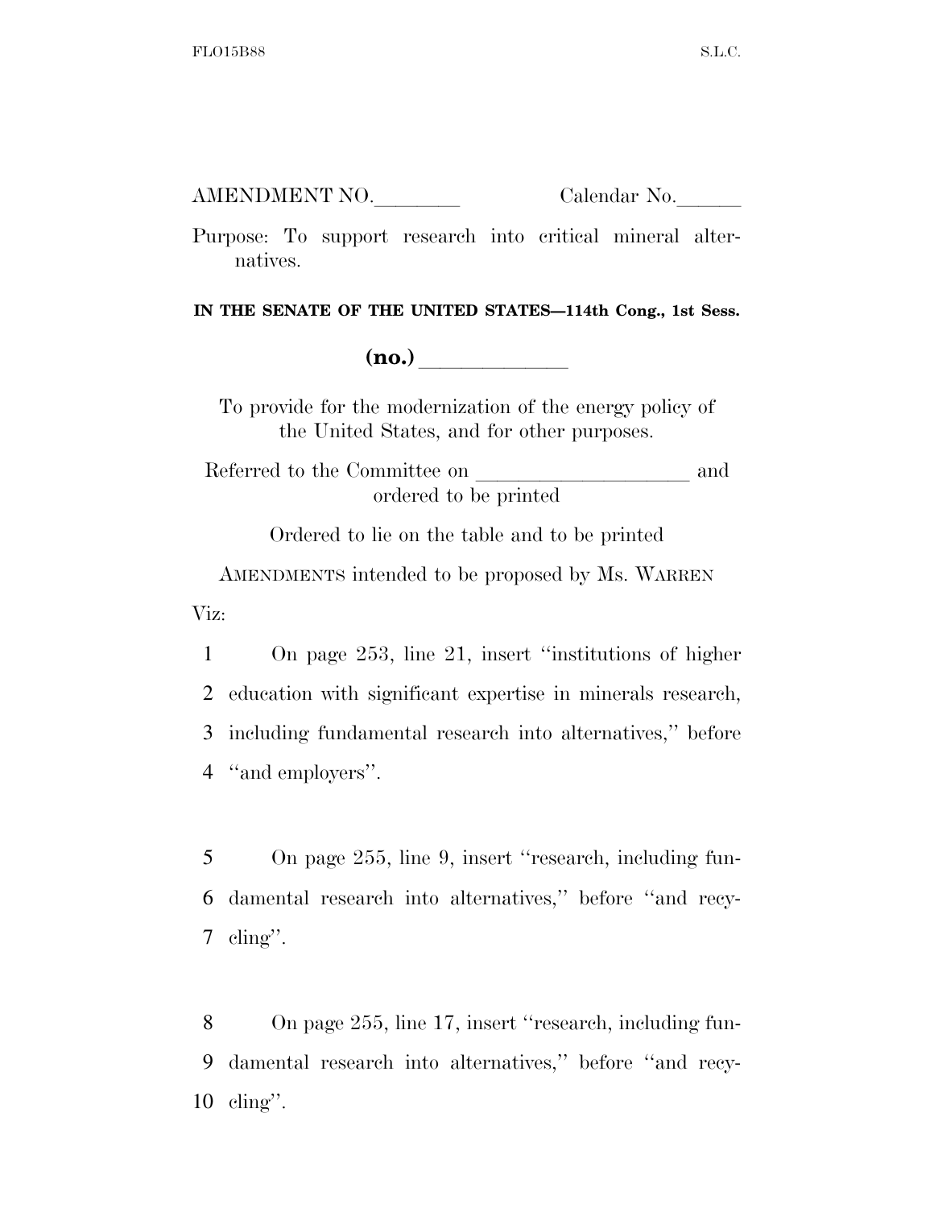AMENDMENT NO.________ Calendar No.______

Purpose: To support research into critical mineral alternatives.

**IN THE SENATE OF THE UNITED STATES—114th Cong., 1st Sess.**

**(no.)** ____________

To provide for the modernization of the energy policy of the United States, and for other purposes.

Referred to the Committee on ____________________ and ordered to be printed

Ordered to lie on the table and to be printed

AMENDMENTS intended to be proposed by Ms. WARREN

Viz:

1 On page 253, line 21, insert "institutions of higher
2 education with significant expertise in minerals research,
3 including fundamental research into alternatives," before
4 "and employers".

5 On page 255, line 9, insert "research, including fun-
6 damental research into alternatives," before "and recy-
7 cling".

8 On page 255, line 17, insert "research, including fun-
9 damental research into alternatives," before "and recy-
10 cling".